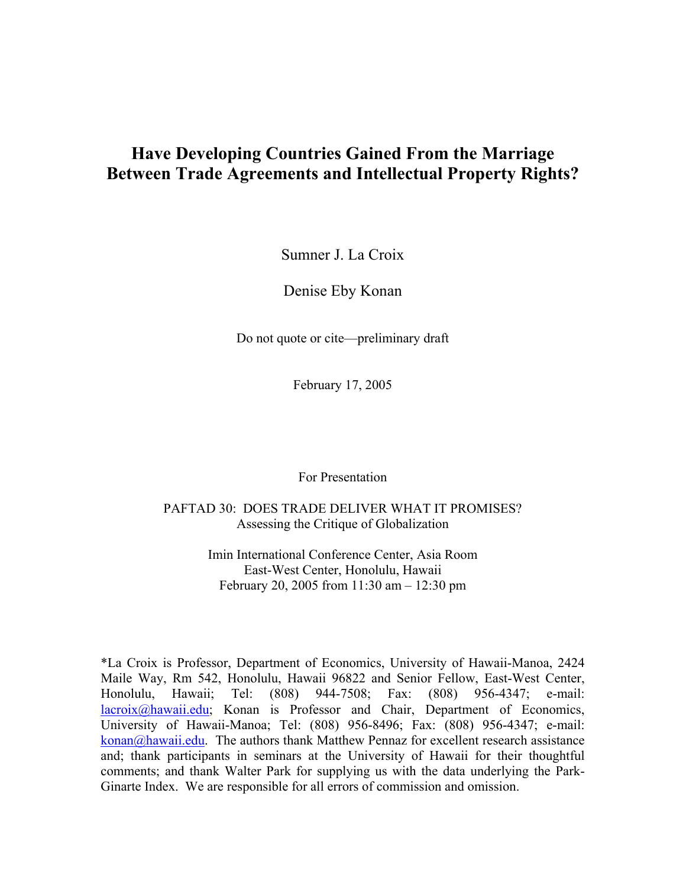# Have Developing Countries Gained From the Marriage Between Trade Agreements and Intellectual Property Rights?

Sumner J. La Croix

Denise Eby Konan

Do not quote or cite—preliminary draft

February 17, 2005

For Presentation

PAFTAD 30: DOES TRADE DELIVER WHAT IT PROMISES?
Assessing the Critique of Globalization

Imin International Conference Center, Asia Room
East-West Center, Honolulu, Hawaii
February 20, 2005 from 11:30 am – 12:30 pm

*La Croix is Professor, Department of Economics, University of Hawaii-Manoa, 2424 Maile Way, Rm 542, Honolulu, Hawaii 96822 and Senior Fellow, East-West Center, Honolulu, Hawaii; Tel: (808) 944-7508; Fax: (808) 956-4347; e-mail: lacroix@hawaii.edu; Konan is Professor and Chair, Department of Economics, University of Hawaii-Manoa; Tel: (808) 956-8496; Fax: (808) 956-4347; e-mail: konan@hawaii.edu. The authors thank Matthew Pennaz for excellent research assistance and; thank participants in seminars at the University of Hawaii for their thoughtful comments; and thank Walter Park for supplying us with the data underlying the Park-Ginarte Index. We are responsible for all errors of commission and omission.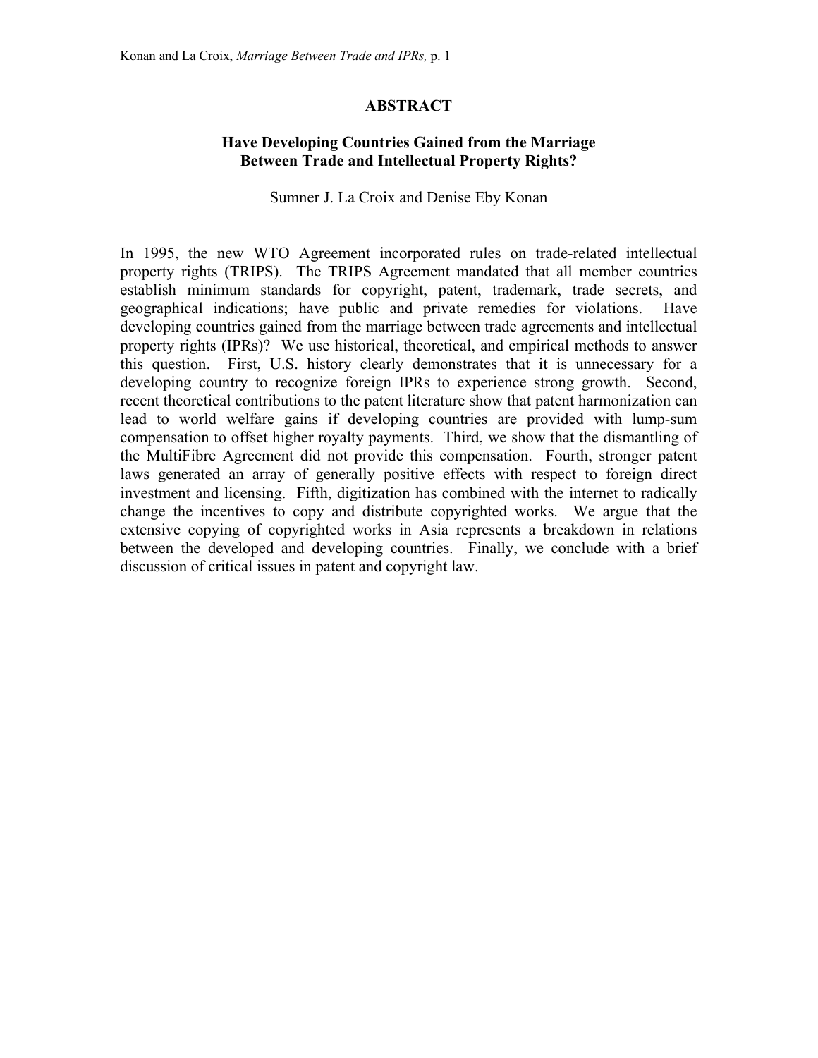## ABSTRACT

### Have Developing Countries Gained from the Marriage Between Trade and Intellectual Property Rights?

Sumner J. La Croix and Denise Eby Konan

In 1995, the new WTO Agreement incorporated rules on trade-related intellectual property rights (TRIPS). The TRIPS Agreement mandated that all member countries establish minimum standards for copyright, patent, trademark, trade secrets, and geographical indications; have public and private remedies for violations. Have developing countries gained from the marriage between trade agreements and intellectual property rights (IPRs)? We use historical, theoretical, and empirical methods to answer this question. First, U.S. history clearly demonstrates that it is unnecessary for a developing country to recognize foreign IPRs to experience strong growth. Second, recent theoretical contributions to the patent literature show that patent harmonization can lead to world welfare gains if developing countries are provided with lump-sum compensation to offset higher royalty payments. Third, we show that the dismantling of the MultiFibre Agreement did not provide this compensation. Fourth, stronger patent laws generated an array of generally positive effects with respect to foreign direct investment and licensing. Fifth, digitization has combined with the internet to radically change the incentives to copy and distribute copyrighted works. We argue that the extensive copying of copyrighted works in Asia represents a breakdown in relations between the developed and developing countries. Finally, we conclude with a brief discussion of critical issues in patent and copyright law.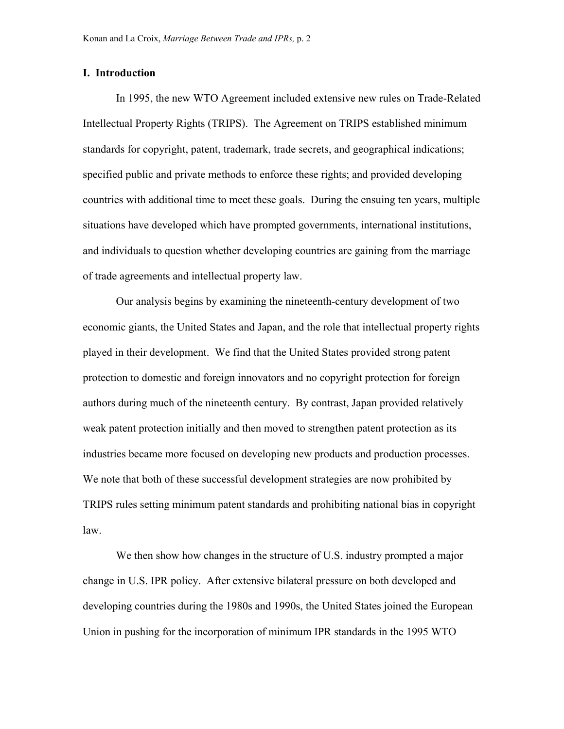## I. Introduction

In 1995, the new WTO Agreement included extensive new rules on Trade-Related Intellectual Property Rights (TRIPS). The Agreement on TRIPS established minimum standards for copyright, patent, trademark, trade secrets, and geographical indications; specified public and private methods to enforce these rights; and provided developing countries with additional time to meet these goals. During the ensuing ten years, multiple situations have developed which have prompted governments, international institutions, and individuals to question whether developing countries are gaining from the marriage of trade agreements and intellectual property law.

Our analysis begins by examining the nineteenth-century development of two economic giants, the United States and Japan, and the role that intellectual property rights played in their development. We find that the United States provided strong patent protection to domestic and foreign innovators and no copyright protection for foreign authors during much of the nineteenth century. By contrast, Japan provided relatively weak patent protection initially and then moved to strengthen patent protection as its industries became more focused on developing new products and production processes. We note that both of these successful development strategies are now prohibited by TRIPS rules setting minimum patent standards and prohibiting national bias in copyright law.

We then show how changes in the structure of U.S. industry prompted a major change in U.S. IPR policy. After extensive bilateral pressure on both developed and developing countries during the 1980s and 1990s, the United States joined the European Union in pushing for the incorporation of minimum IPR standards in the 1995 WTO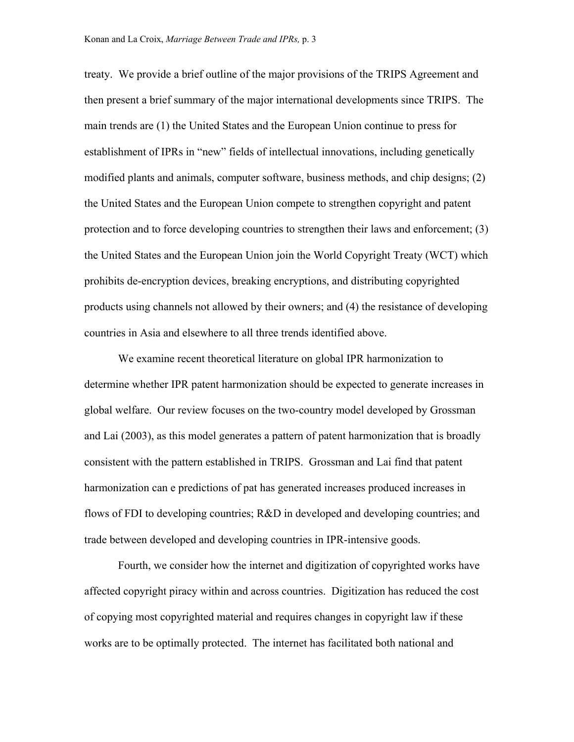treaty. We provide a brief outline of the major provisions of the TRIPS Agreement and then present a brief summary of the major international developments since TRIPS. The main trends are (1) the United States and the European Union continue to press for establishment of IPRs in "new" fields of intellectual innovations, including genetically modified plants and animals, computer software, business methods, and chip designs; (2) the United States and the European Union compete to strengthen copyright and patent protection and to force developing countries to strengthen their laws and enforcement; (3) the United States and the European Union join the World Copyright Treaty (WCT) which prohibits de-encryption devices, breaking encryptions, and distributing copyrighted products using channels not allowed by their owners; and (4) the resistance of developing countries in Asia and elsewhere to all three trends identified above.

We examine recent theoretical literature on global IPR harmonization to determine whether IPR patent harmonization should be expected to generate increases in global welfare. Our review focuses on the two-country model developed by Grossman and Lai (2003), as this model generates a pattern of patent harmonization that is broadly consistent with the pattern established in TRIPS. Grossman and Lai find that patent harmonization can e predictions of pat has generated increases produced increases in flows of FDI to developing countries; R&D in developed and developing countries; and trade between developed and developing countries in IPR-intensive goods.

Fourth, we consider how the internet and digitization of copyrighted works have affected copyright piracy within and across countries. Digitization has reduced the cost of copying most copyrighted material and requires changes in copyright law if these works are to be optimally protected. The internet has facilitated both national and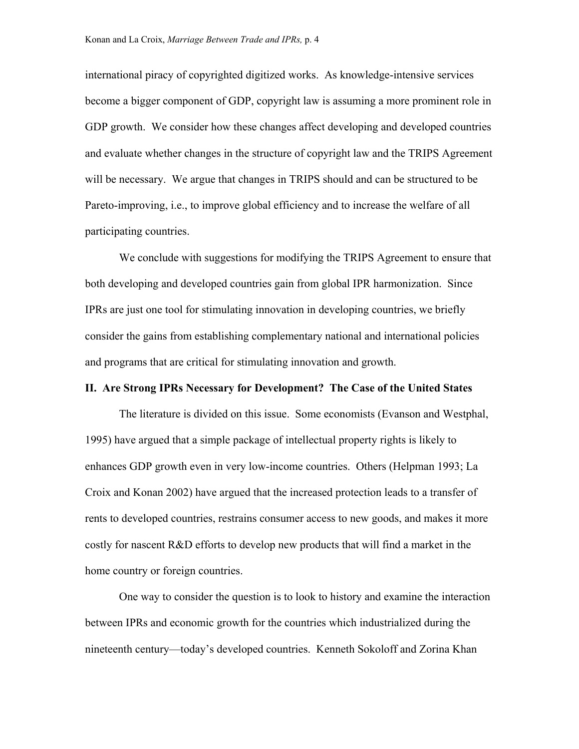international piracy of copyrighted digitized works. As knowledge-intensive services become a bigger component of GDP, copyright law is assuming a more prominent role in GDP growth. We consider how these changes affect developing and developed countries and evaluate whether changes in the structure of copyright law and the TRIPS Agreement will be necessary. We argue that changes in TRIPS should and can be structured to be Pareto-improving, i.e., to improve global efficiency and to increase the welfare of all participating countries.

We conclude with suggestions for modifying the TRIPS Agreement to ensure that both developing and developed countries gain from global IPR harmonization. Since IPRs are just one tool for stimulating innovation in developing countries, we briefly consider the gains from establishing complementary national and international policies and programs that are critical for stimulating innovation and growth.

## II. Are Strong IPRs Necessary for Development? The Case of the United States

The literature is divided on this issue. Some economists (Evanson and Westphal, 1995) have argued that a simple package of intellectual property rights is likely to enhances GDP growth even in very low-income countries. Others (Helpman 1993; La Croix and Konan 2002) have argued that the increased protection leads to a transfer of rents to developed countries, restrains consumer access to new goods, and makes it more costly for nascent R&D efforts to develop new products that will find a market in the home country or foreign countries.

One way to consider the question is to look to history and examine the interaction between IPRs and economic growth for the countries which industrialized during the nineteenth century—today's developed countries. Kenneth Sokoloff and Zorina Khan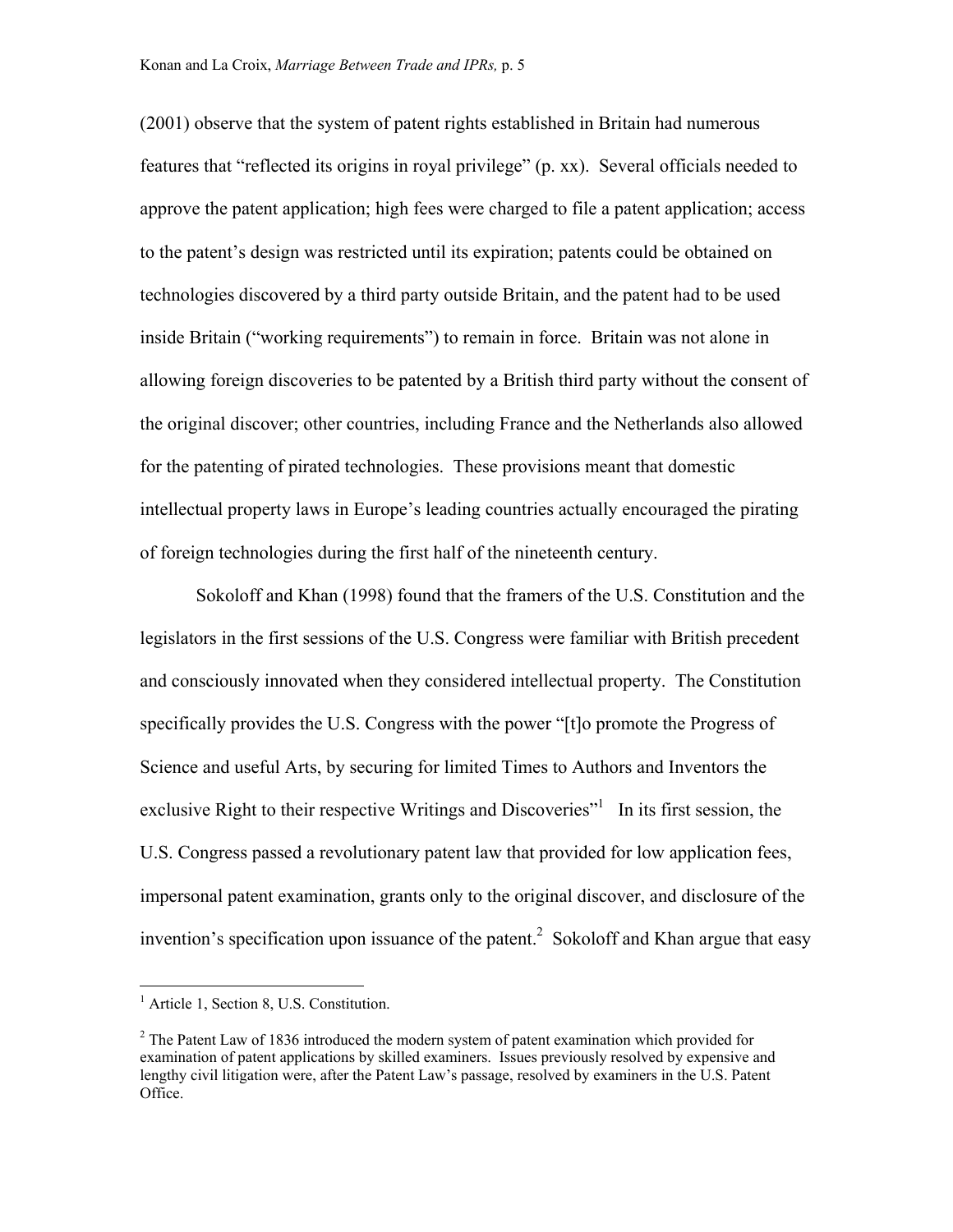(2001) observe that the system of patent rights established in Britain had numerous features that "reflected its origins in royal privilege" (p. xx). Several officials needed to approve the patent application; high fees were charged to file a patent application; access to the patent's design was restricted until its expiration; patents could be obtained on technologies discovered by a third party outside Britain, and the patent had to be used inside Britain ("working requirements") to remain in force. Britain was not alone in allowing foreign discoveries to be patented by a British third party without the consent of the original discover; other countries, including France and the Netherlands also allowed for the patenting of pirated technologies. These provisions meant that domestic intellectual property laws in Europe's leading countries actually encouraged the pirating of foreign technologies during the first half of the nineteenth century.

Sokoloff and Khan (1998) found that the framers of the U.S. Constitution and the legislators in the first sessions of the U.S. Congress were familiar with British precedent and consciously innovated when they considered intellectual property. The Constitution specifically provides the U.S. Congress with the power "[t]o promote the Progress of Science and useful Arts, by securing for limited Times to Authors and Inventors the exclusive Right to their respective Writings and Discoveries"[1] In its first session, the U.S. Congress passed a revolutionary patent law that provided for low application fees, impersonal patent examination, grants only to the original discover, and disclosure of the invention's specification upon issuance of the patent.[2] Sokoloff and Khan argue that easy

---

[1] Article 1, Section 8, U.S. Constitution.

[2] The Patent Law of 1836 introduced the modern system of patent examination which provided for examination of patent applications by skilled examiners. Issues previously resolved by expensive and lengthy civil litigation were, after the Patent Law's passage, resolved by examiners in the U.S. Patent Office.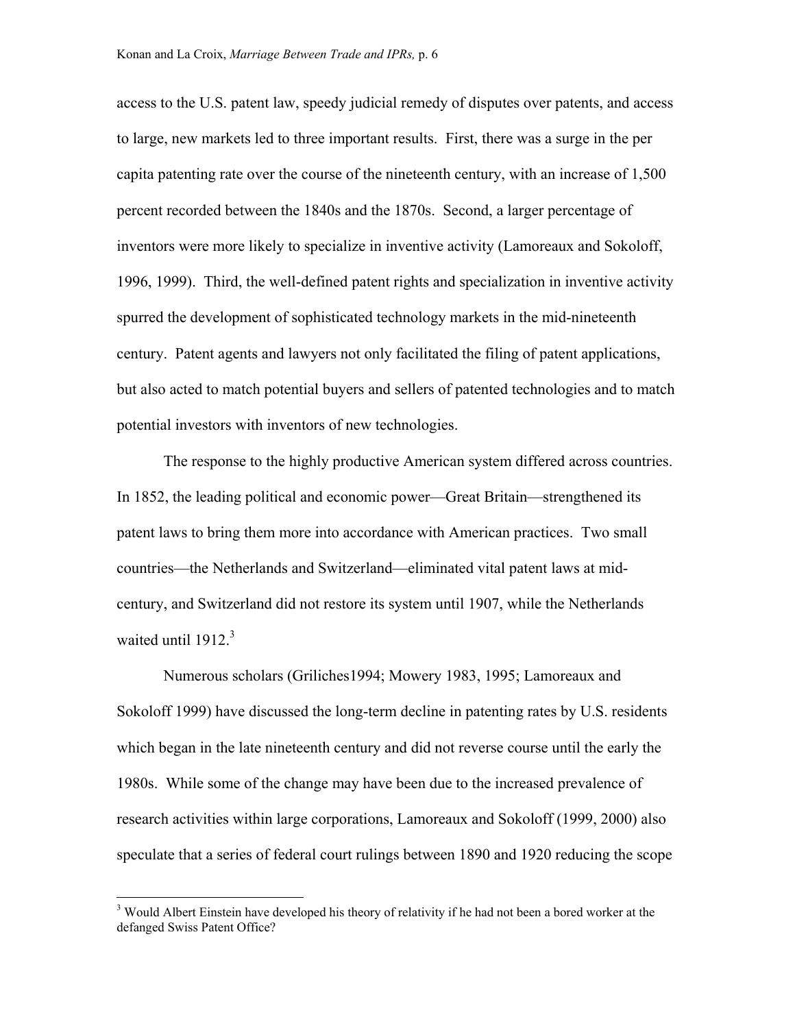access to the U.S. patent law, speedy judicial remedy of disputes over patents, and access to large, new markets led to three important results. First, there was a surge in the per capita patenting rate over the course of the nineteenth century, with an increase of 1,500 percent recorded between the 1840s and the 1870s. Second, a larger percentage of inventors were more likely to specialize in inventive activity (Lamoreaux and Sokoloff, 1996, 1999). Third, the well-defined patent rights and specialization in inventive activity spurred the development of sophisticated technology markets in the mid-nineteenth century. Patent agents and lawyers not only facilitated the filing of patent applications, but also acted to match potential buyers and sellers of patented technologies and to match potential investors with inventors of new technologies.

The response to the highly productive American system differed across countries. In 1852, the leading political and economic power—Great Britain—strengthened its patent laws to bring them more into accordance with American practices. Two small countries—the Netherlands and Switzerland—eliminated vital patent laws at mid-century, and Switzerland did not restore its system until 1907, while the Netherlands waited until 1912.[3]

Numerous scholars (Griliches1994; Mowery 1983, 1995; Lamoreaux and Sokoloff 1999) have discussed the long-term decline in patenting rates by U.S. residents which began in the late nineteenth century and did not reverse course until the early the 1980s. While some of the change may have been due to the increased prevalence of research activities within large corporations, Lamoreaux and Sokoloff (1999, 2000) also speculate that a series of federal court rulings between 1890 and 1920 reducing the scope

---

[3] Would Albert Einstein have developed his theory of relativity if he had not been a bored worker at the defanged Swiss Patent Office?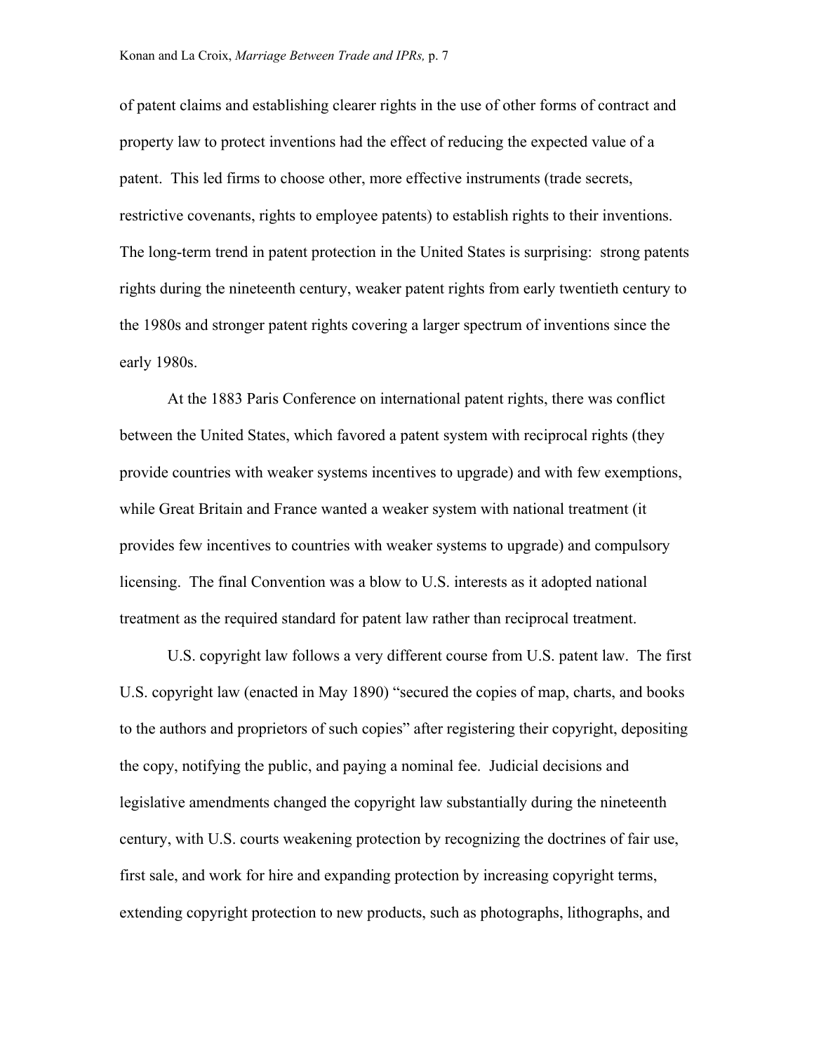of patent claims and establishing clearer rights in the use of other forms of contract and property law to protect inventions had the effect of reducing the expected value of a patent. This led firms to choose other, more effective instruments (trade secrets, restrictive covenants, rights to employee patents) to establish rights to their inventions. The long-term trend in patent protection in the United States is surprising: strong patents rights during the nineteenth century, weaker patent rights from early twentieth century to the 1980s and stronger patent rights covering a larger spectrum of inventions since the early 1980s.

At the 1883 Paris Conference on international patent rights, there was conflict between the United States, which favored a patent system with reciprocal rights (they provide countries with weaker systems incentives to upgrade) and with few exemptions, while Great Britain and France wanted a weaker system with national treatment (it provides few incentives to countries with weaker systems to upgrade) and compulsory licensing. The final Convention was a blow to U.S. interests as it adopted national treatment as the required standard for patent law rather than reciprocal treatment.

U.S. copyright law follows a very different course from U.S. patent law. The first U.S. copyright law (enacted in May 1890) "secured the copies of map, charts, and books to the authors and proprietors of such copies" after registering their copyright, depositing the copy, notifying the public, and paying a nominal fee. Judicial decisions and legislative amendments changed the copyright law substantially during the nineteenth century, with U.S. courts weakening protection by recognizing the doctrines of fair use, first sale, and work for hire and expanding protection by increasing copyright terms, extending copyright protection to new products, such as photographs, lithographs, and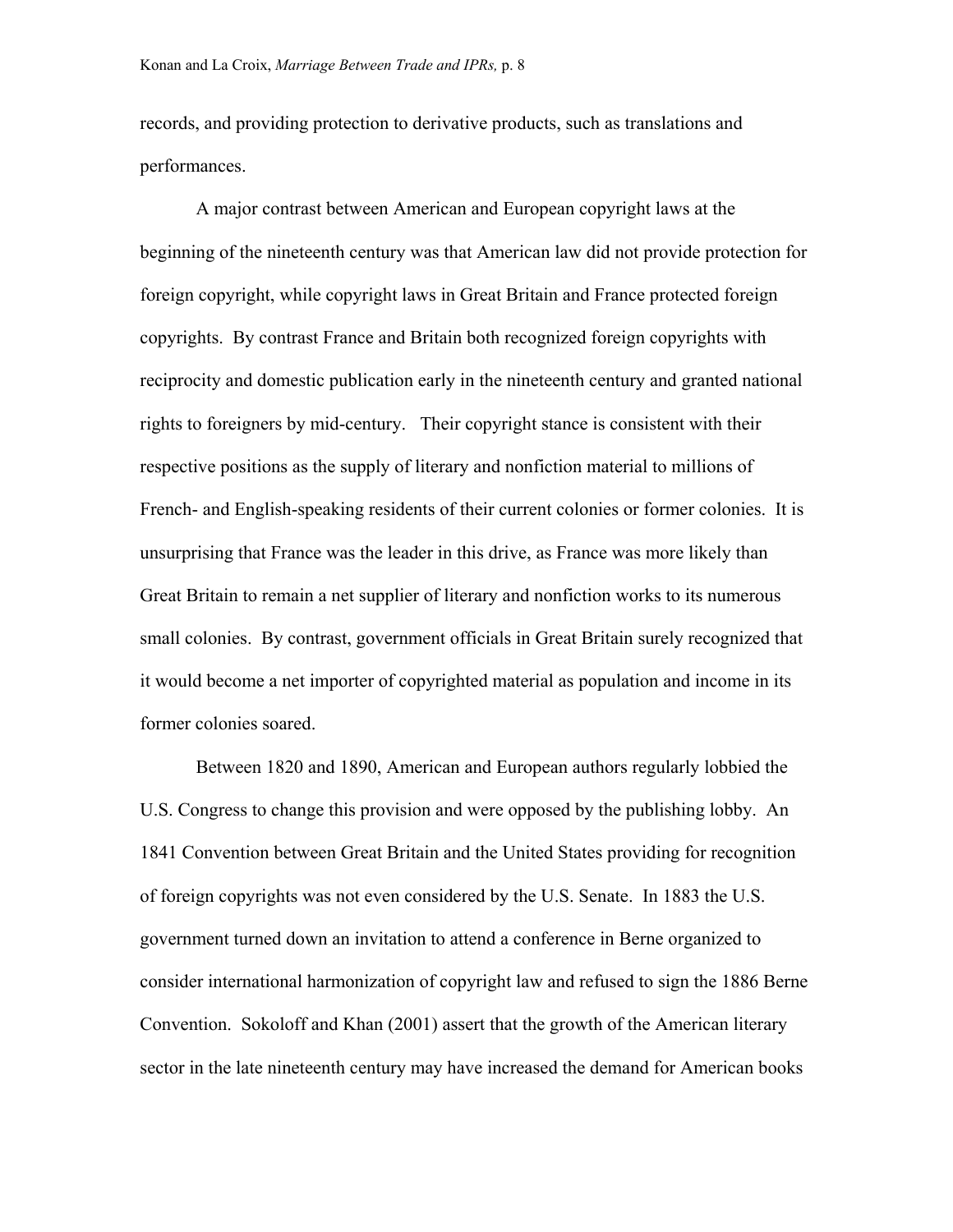records, and providing protection to derivative products, such as translations and performances.

A major contrast between American and European copyright laws at the beginning of the nineteenth century was that American law did not provide protection for foreign copyright, while copyright laws in Great Britain and France protected foreign copyrights. By contrast France and Britain both recognized foreign copyrights with reciprocity and domestic publication early in the nineteenth century and granted national rights to foreigners by mid-century. Their copyright stance is consistent with their respective positions as the supply of literary and nonfiction material to millions of French- and English-speaking residents of their current colonies or former colonies. It is unsurprising that France was the leader in this drive, as France was more likely than Great Britain to remain a net supplier of literary and nonfiction works to its numerous small colonies. By contrast, government officials in Great Britain surely recognized that it would become a net importer of copyrighted material as population and income in its former colonies soared.

Between 1820 and 1890, American and European authors regularly lobbied the U.S. Congress to change this provision and were opposed by the publishing lobby. An 1841 Convention between Great Britain and the United States providing for recognition of foreign copyrights was not even considered by the U.S. Senate. In 1883 the U.S. government turned down an invitation to attend a conference in Berne organized to consider international harmonization of copyright law and refused to sign the 1886 Berne Convention. Sokoloff and Khan (2001) assert that the growth of the American literary sector in the late nineteenth century may have increased the demand for American books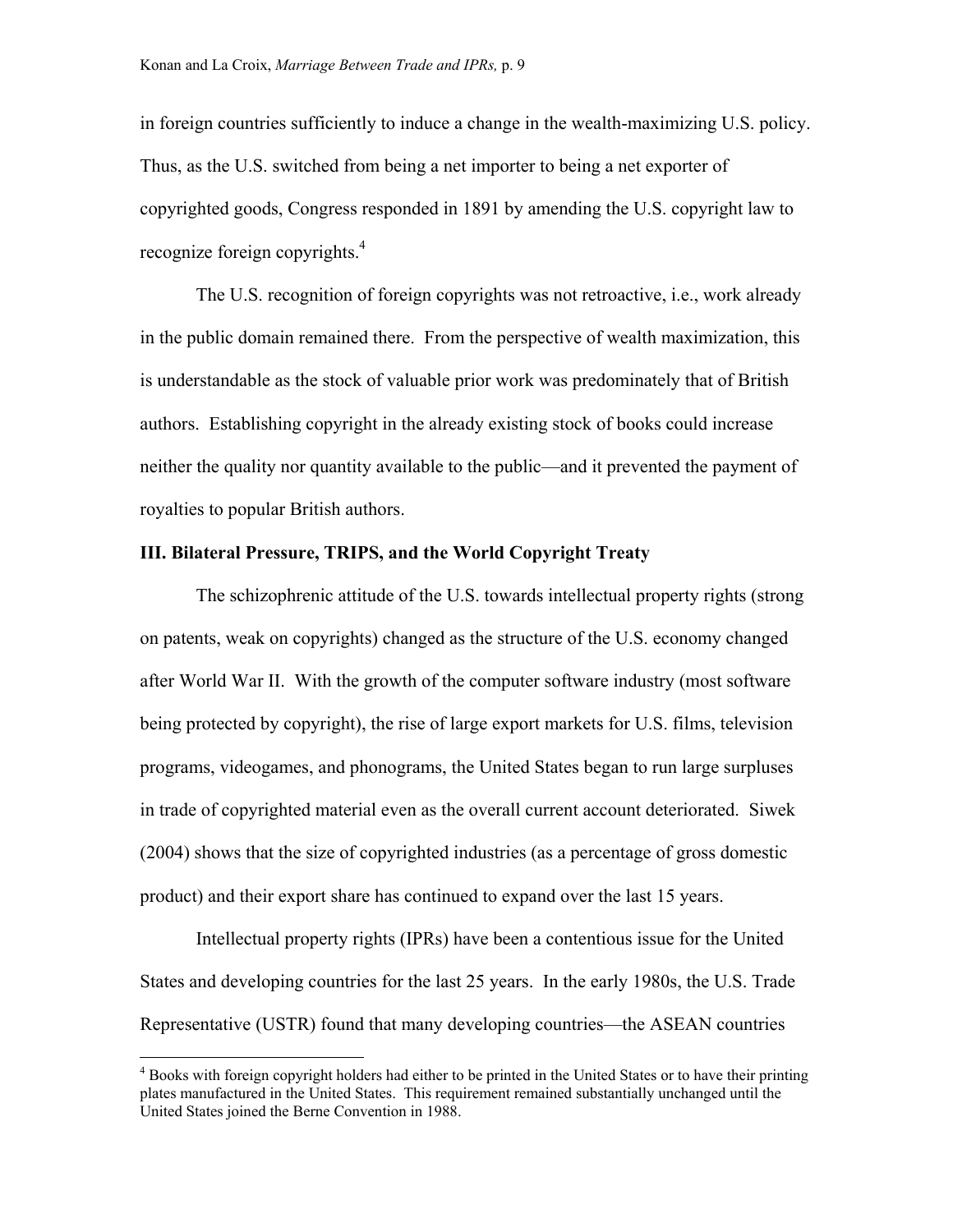in foreign countries sufficiently to induce a change in the wealth-maximizing U.S. policy. Thus, as the U.S. switched from being a net importer to being a net exporter of copyrighted goods, Congress responded in 1891 by amending the U.S. copyright law to recognize foreign copyrights.[4]

The U.S. recognition of foreign copyrights was not retroactive, i.e., work already in the public domain remained there. From the perspective of wealth maximization, this is understandable as the stock of valuable prior work was predominately that of British authors. Establishing copyright in the already existing stock of books could increase neither the quality nor quantity available to the public—and it prevented the payment of royalties to popular British authors.

### III. Bilateral Pressure, TRIPS, and the World Copyright Treaty

The schizophrenic attitude of the U.S. towards intellectual property rights (strong on patents, weak on copyrights) changed as the structure of the U.S. economy changed after World War II. With the growth of the computer software industry (most software being protected by copyright), the rise of large export markets for U.S. films, television programs, videogames, and phonograms, the United States began to run large surpluses in trade of copyrighted material even as the overall current account deteriorated. Siwek (2004) shows that the size of copyrighted industries (as a percentage of gross domestic product) and their export share has continued to expand over the last 15 years.

Intellectual property rights (IPRs) have been a contentious issue for the United States and developing countries for the last 25 years. In the early 1980s, the U.S. Trade Representative (USTR) found that many developing countries—the ASEAN countries

---

[4] Books with foreign copyright holders had either to be printed in the United States or to have their printing plates manufactured in the United States. This requirement remained substantially unchanged until the United States joined the Berne Convention in 1988.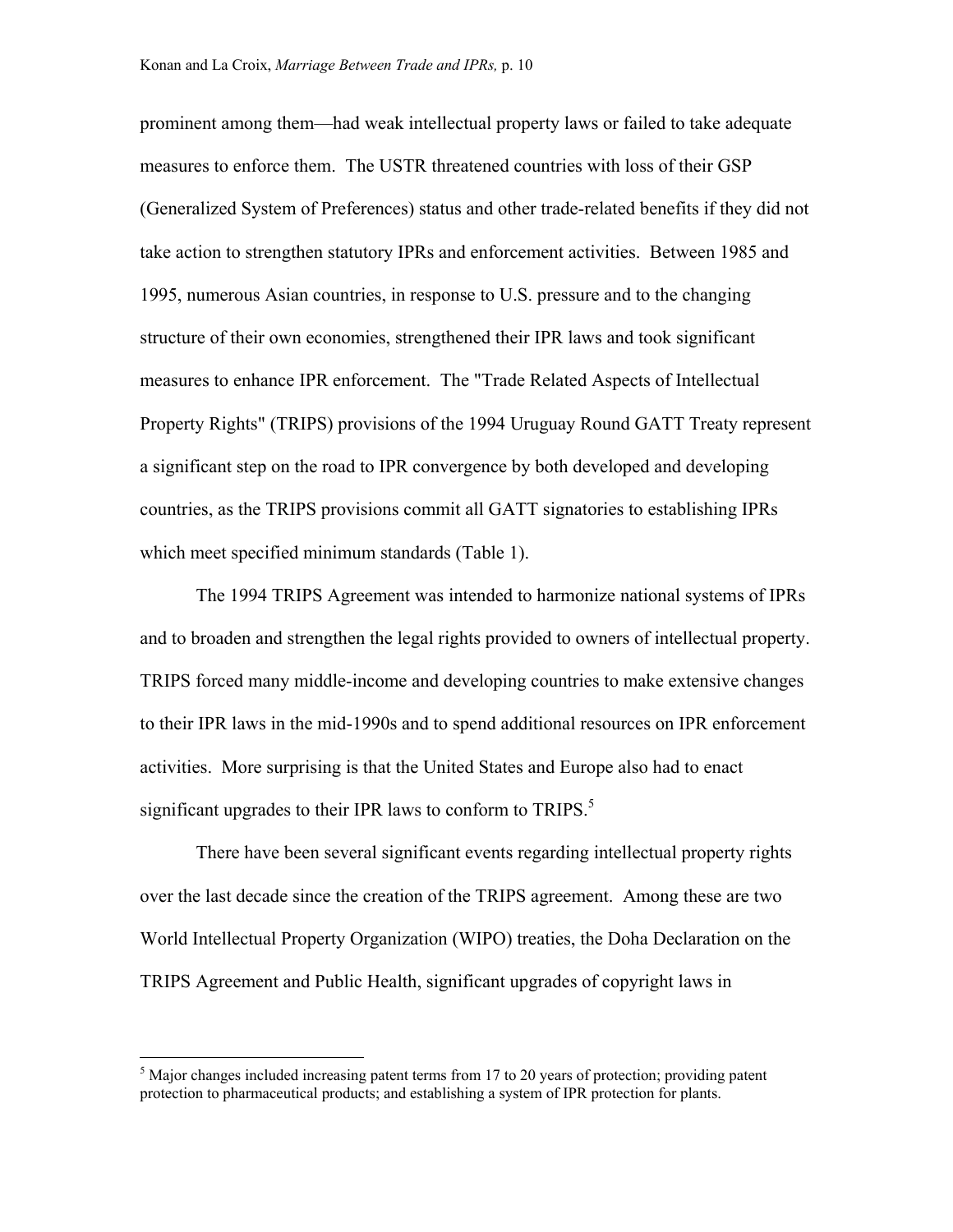prominent among them—had weak intellectual property laws or failed to take adequate measures to enforce them. The USTR threatened countries with loss of their GSP (Generalized System of Preferences) status and other trade-related benefits if they did not take action to strengthen statutory IPRs and enforcement activities. Between 1985 and 1995, numerous Asian countries, in response to U.S. pressure and to the changing structure of their own economies, strengthened their IPR laws and took significant measures to enhance IPR enforcement. The "Trade Related Aspects of Intellectual Property Rights" (TRIPS) provisions of the 1994 Uruguay Round GATT Treaty represent a significant step on the road to IPR convergence by both developed and developing countries, as the TRIPS provisions commit all GATT signatories to establishing IPRs which meet specified minimum standards (Table 1).

The 1994 TRIPS Agreement was intended to harmonize national systems of IPRs and to broaden and strengthen the legal rights provided to owners of intellectual property. TRIPS forced many middle-income and developing countries to make extensive changes to their IPR laws in the mid-1990s and to spend additional resources on IPR enforcement activities. More surprising is that the United States and Europe also had to enact significant upgrades to their IPR laws to conform to TRIPS.[5]

There have been several significant events regarding intellectual property rights over the last decade since the creation of the TRIPS agreement. Among these are two World Intellectual Property Organization (WIPO) treaties, the Doha Declaration on the TRIPS Agreement and Public Health, significant upgrades of copyright laws in

[5] Major changes included increasing patent terms from 17 to 20 years of protection; providing patent protection to pharmaceutical products; and establishing a system of IPR protection for plants.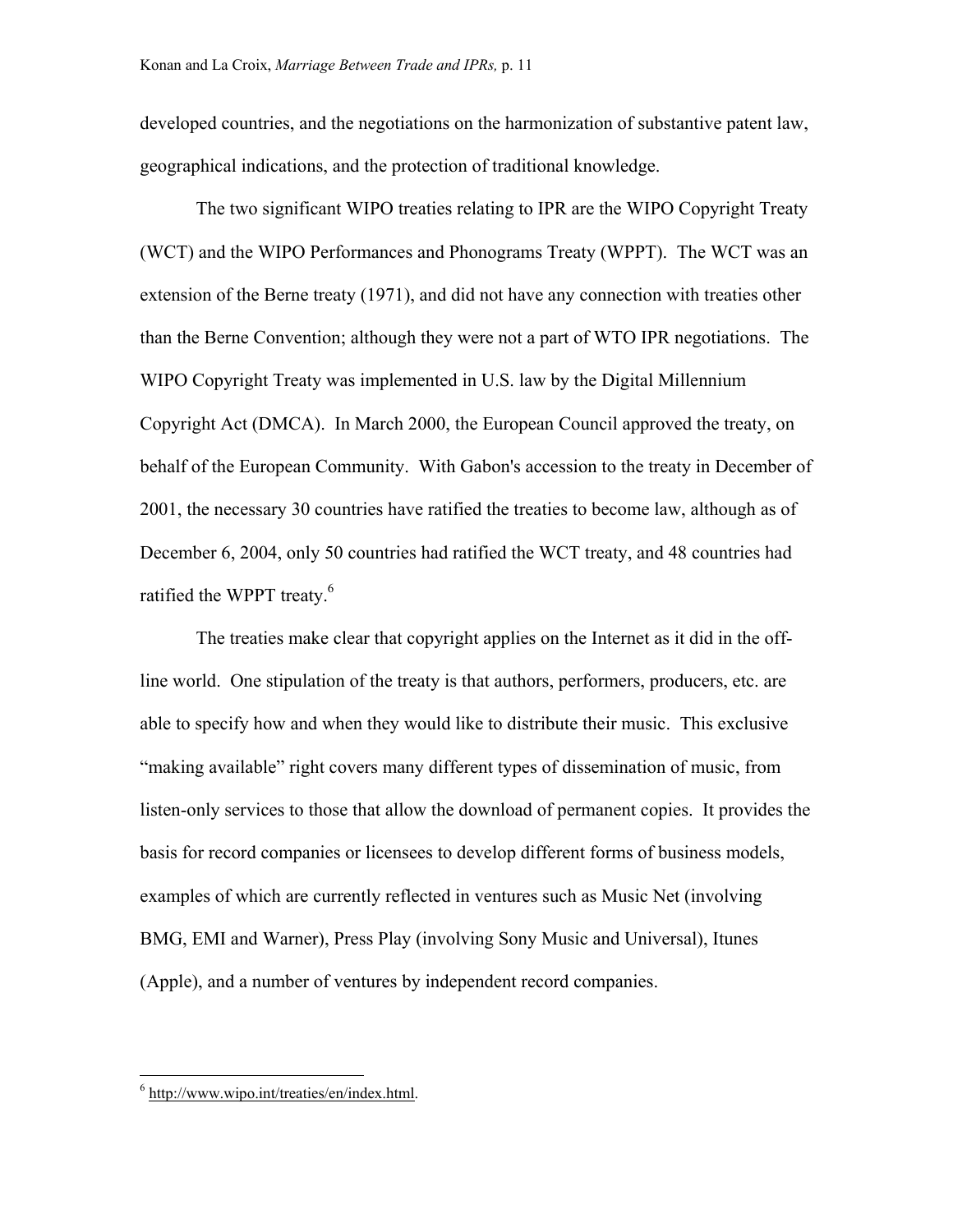developed countries, and the negotiations on the harmonization of substantive patent law, geographical indications, and the protection of traditional knowledge.

The two significant WIPO treaties relating to IPR are the WIPO Copyright Treaty (WCT) and the WIPO Performances and Phonograms Treaty (WPPT). The WCT was an extension of the Berne treaty (1971), and did not have any connection with treaties other than the Berne Convention; although they were not a part of WTO IPR negotiations. The WIPO Copyright Treaty was implemented in U.S. law by the Digital Millennium Copyright Act (DMCA). In March 2000, the European Council approved the treaty, on behalf of the European Community. With Gabon's accession to the treaty in December of 2001, the necessary 30 countries have ratified the treaties to become law, although as of December 6, 2004, only 50 countries had ratified the WCT treaty, and 48 countries had ratified the WPPT treaty.[6]

The treaties make clear that copyright applies on the Internet as it did in the off-line world. One stipulation of the treaty is that authors, performers, producers, etc. are able to specify how and when they would like to distribute their music. This exclusive "making available" right covers many different types of dissemination of music, from listen-only services to those that allow the download of permanent copies. It provides the basis for record companies or licensees to develop different forms of business models, examples of which are currently reflected in ventures such as Music Net (involving BMG, EMI and Warner), Press Play (involving Sony Music and Universal), Itunes (Apple), and a number of ventures by independent record companies.

---

[6] http://www.wipo.int/treaties/en/index.html.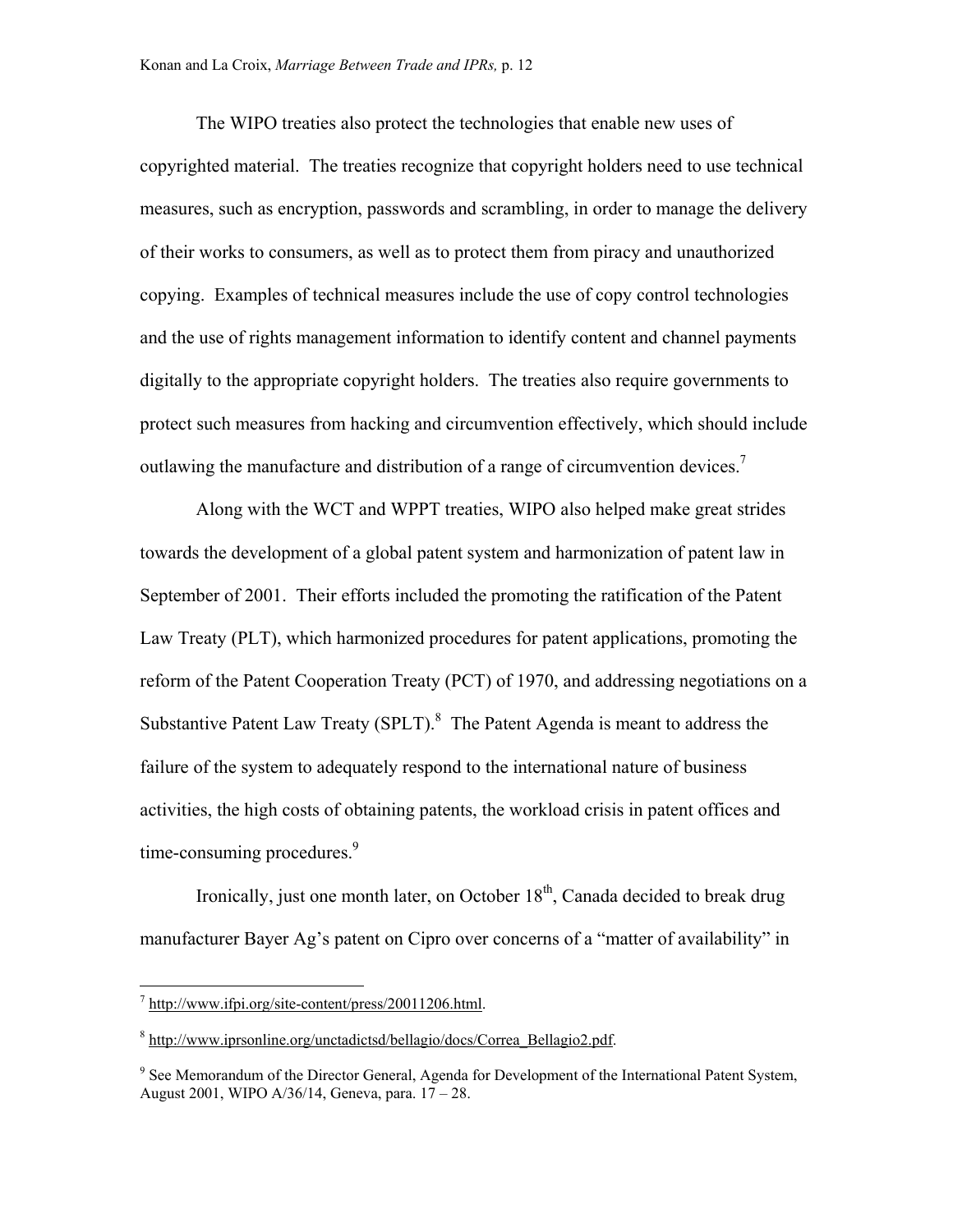The WIPO treaties also protect the technologies that enable new uses of copyrighted material. The treaties recognize that copyright holders need to use technical measures, such as encryption, passwords and scrambling, in order to manage the delivery of their works to consumers, as well as to protect them from piracy and unauthorized copying. Examples of technical measures include the use of copy control technologies and the use of rights management information to identify content and channel payments digitally to the appropriate copyright holders. The treaties also require governments to protect such measures from hacking and circumvention effectively, which should include outlawing the manufacture and distribution of a range of circumvention devices.[7]

Along with the WCT and WPPT treaties, WIPO also helped make great strides towards the development of a global patent system and harmonization of patent law in September of 2001. Their efforts included the promoting the ratification of the Patent Law Treaty (PLT), which harmonized procedures for patent applications, promoting the reform of the Patent Cooperation Treaty (PCT) of 1970, and addressing negotiations on a Substantive Patent Law Treaty (SPLT).[8] The Patent Agenda is meant to address the failure of the system to adequately respond to the international nature of business activities, the high costs of obtaining patents, the workload crisis in patent offices and time-consuming procedures.[9]

Ironically, just one month later, on October 18th, Canada decided to break drug manufacturer Bayer Ag's patent on Cipro over concerns of a "matter of availability" in

---

[7] http://www.ifpi.org/site-content/press/20011206.html.

[8] http://www.iprsonline.org/unctadictsd/bellagio/docs/Correa_Bellagio2.pdf.

[9] See Memorandum of the Director General, Agenda for Development of the International Patent System, August 2001, WIPO A/36/14, Geneva, para. 17 – 28.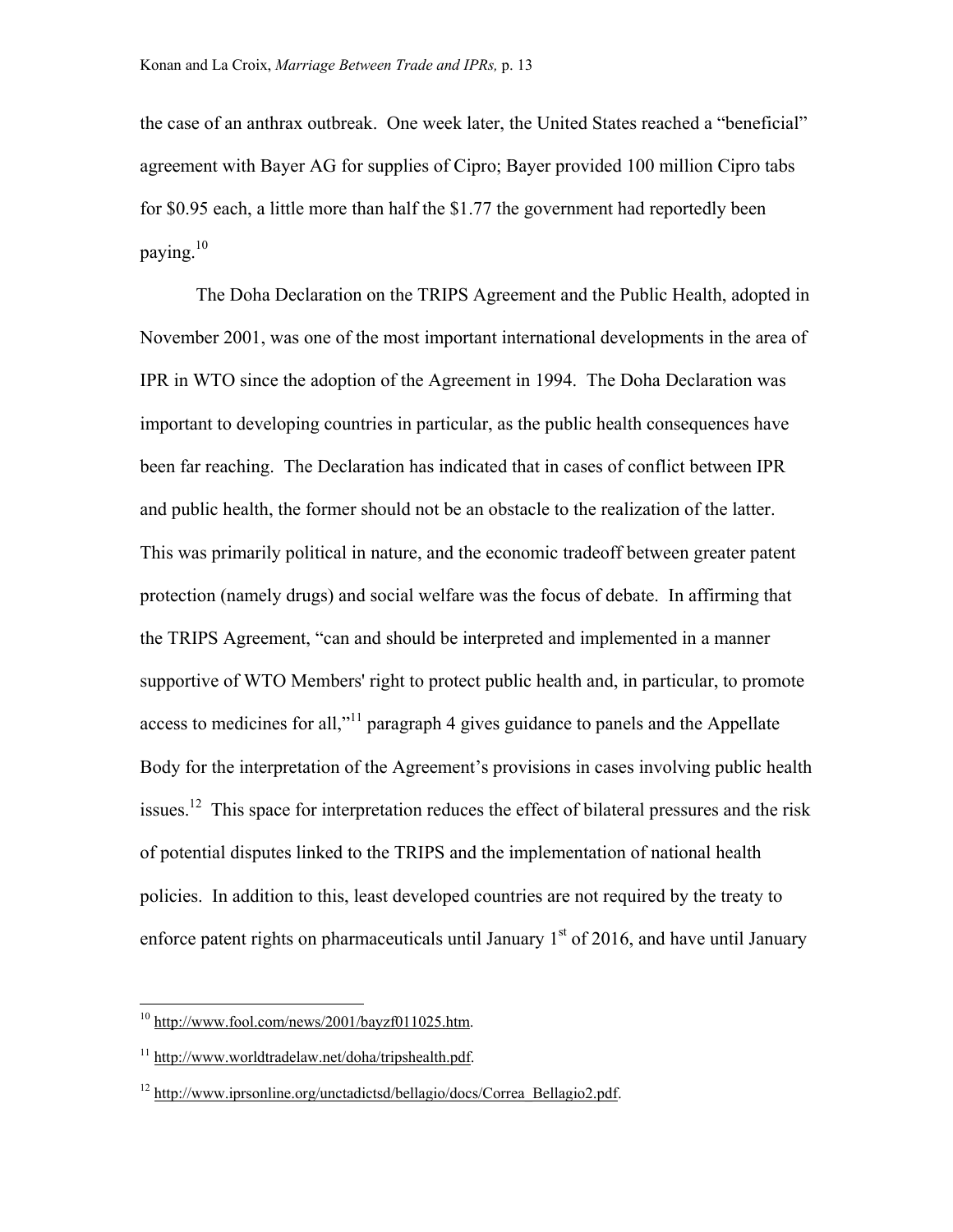the case of an anthrax outbreak. One week later, the United States reached a "beneficial" agreement with Bayer AG for supplies of Cipro; Bayer provided 100 million Cipro tabs for $0.95 each, a little more than half the $1.77 the government had reportedly been paying.[10]

The Doha Declaration on the TRIPS Agreement and the Public Health, adopted in November 2001, was one of the most important international developments in the area of IPR in WTO since the adoption of the Agreement in 1994. The Doha Declaration was important to developing countries in particular, as the public health consequences have been far reaching. The Declaration has indicated that in cases of conflict between IPR and public health, the former should not be an obstacle to the realization of the latter. This was primarily political in nature, and the economic tradeoff between greater patent protection (namely drugs) and social welfare was the focus of debate. In affirming that the TRIPS Agreement, "can and should be interpreted and implemented in a manner supportive of WTO Members' right to protect public health and, in particular, to promote access to medicines for all,"[11] paragraph 4 gives guidance to panels and the Appellate Body for the interpretation of the Agreement's provisions in cases involving public health issues.[12] This space for interpretation reduces the effect of bilateral pressures and the risk of potential disputes linked to the TRIPS and the implementation of national health policies. In addition to this, least developed countries are not required by the treaty to enforce patent rights on pharmaceuticals until January 1st of 2016, and have until January

[10] http://www.fool.com/news/2001/bayzf011025.htm.

[11] http://www.worldtradelaw.net/doha/tripshealth.pdf.

[12] http://www.iprsonline.org/unctadictsd/bellagio/docs/Correa_Bellagio2.pdf.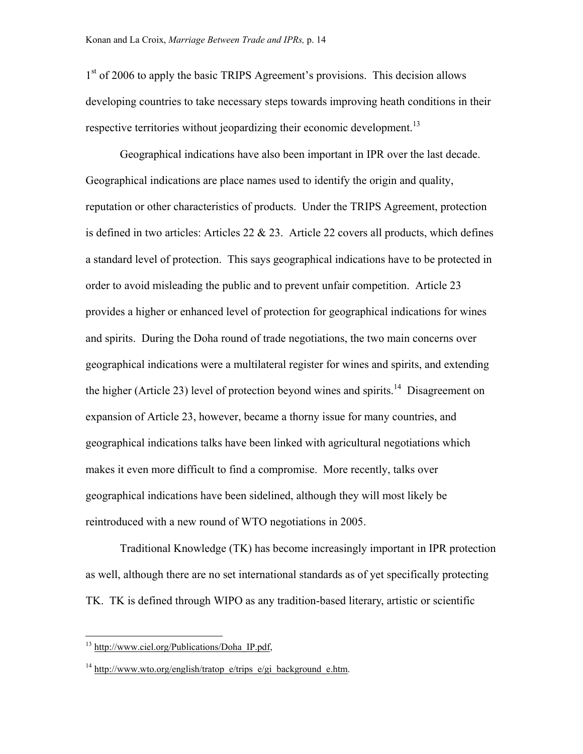1st of 2006 to apply the basic TRIPS Agreement's provisions. This decision allows developing countries to take necessary steps towards improving heath conditions in their respective territories without jeopardizing their economic development.[13]

Geographical indications have also been important in IPR over the last decade. Geographical indications are place names used to identify the origin and quality, reputation or other characteristics of products. Under the TRIPS Agreement, protection is defined in two articles: Articles 22 & 23. Article 22 covers all products, which defines a standard level of protection. This says geographical indications have to be protected in order to avoid misleading the public and to prevent unfair competition. Article 23 provides a higher or enhanced level of protection for geographical indications for wines and spirits. During the Doha round of trade negotiations, the two main concerns over geographical indications were a multilateral register for wines and spirits, and extending the higher (Article 23) level of protection beyond wines and spirits.[14] Disagreement on expansion of Article 23, however, became a thorny issue for many countries, and geographical indications talks have been linked with agricultural negotiations which makes it even more difficult to find a compromise. More recently, talks over geographical indications have been sidelined, although they will most likely be reintroduced with a new round of WTO negotiations in 2005.

Traditional Knowledge (TK) has become increasingly important in IPR protection as well, although there are no set international standards as of yet specifically protecting TK. TK is defined through WIPO as any tradition-based literary, artistic or scientific

---

[13] http://www.ciel.org/Publications/Doha_IP.pdf,

[14] http://www.wto.org/english/tratop_e/trips_e/gi_background_e.htm.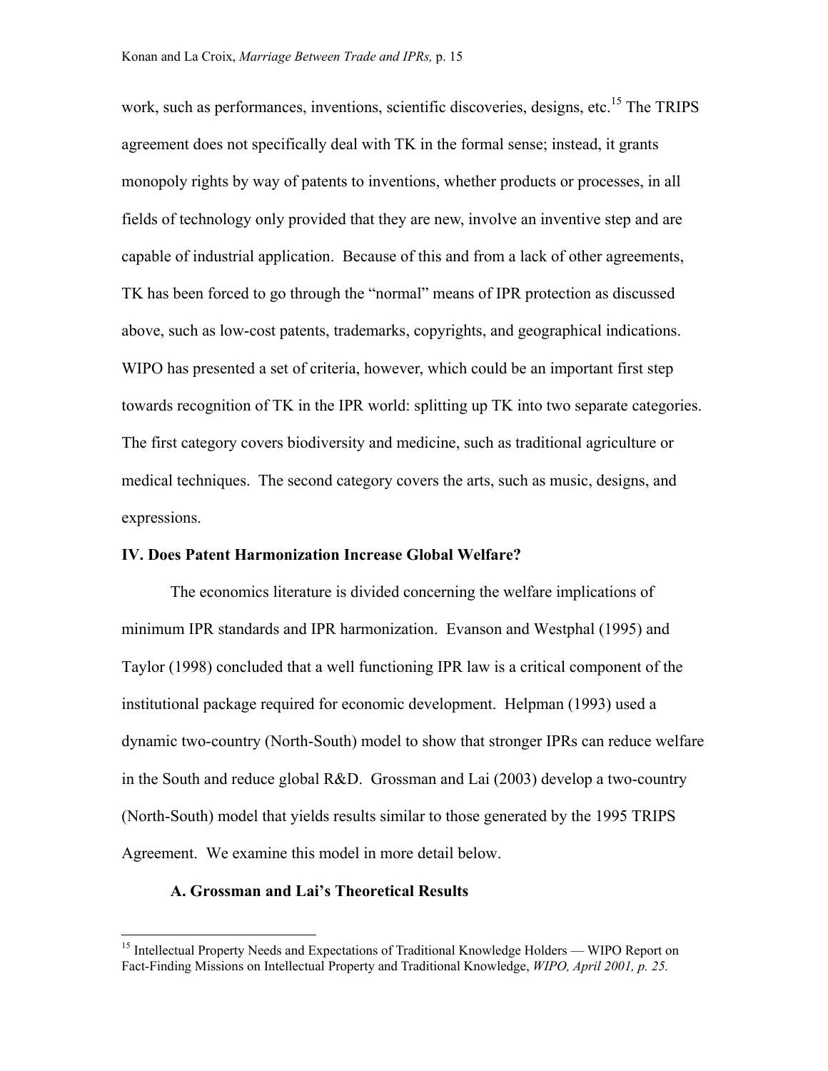work, such as performances, inventions, scientific discoveries, designs, etc.[15] The TRIPS agreement does not specifically deal with TK in the formal sense; instead, it grants monopoly rights by way of patents to inventions, whether products or processes, in all fields of technology only provided that they are new, involve an inventive step and are capable of industrial application. Because of this and from a lack of other agreements, TK has been forced to go through the "normal" means of IPR protection as discussed above, such as low-cost patents, trademarks, copyrights, and geographical indications. WIPO has presented a set of criteria, however, which could be an important first step towards recognition of TK in the IPR world: splitting up TK into two separate categories. The first category covers biodiversity and medicine, such as traditional agriculture or medical techniques. The second category covers the arts, such as music, designs, and expressions.

## IV. Does Patent Harmonization Increase Global Welfare?

The economics literature is divided concerning the welfare implications of minimum IPR standards and IPR harmonization. Evanson and Westphal (1995) and Taylor (1998) concluded that a well functioning IPR law is a critical component of the institutional package required for economic development. Helpman (1993) used a dynamic two-country (North-South) model to show that stronger IPRs can reduce welfare in the South and reduce global R&D. Grossman and Lai (2003) develop a two-country (North-South) model that yields results similar to those generated by the 1995 TRIPS Agreement. We examine this model in more detail below.

### A. Grossman and Lai's Theoretical Results

[15] Intellectual Property Needs and Expectations of Traditional Knowledge Holders — WIPO Report on Fact-Finding Missions on Intellectual Property and Traditional Knowledge, *WIPO, April 2001, p. 25.*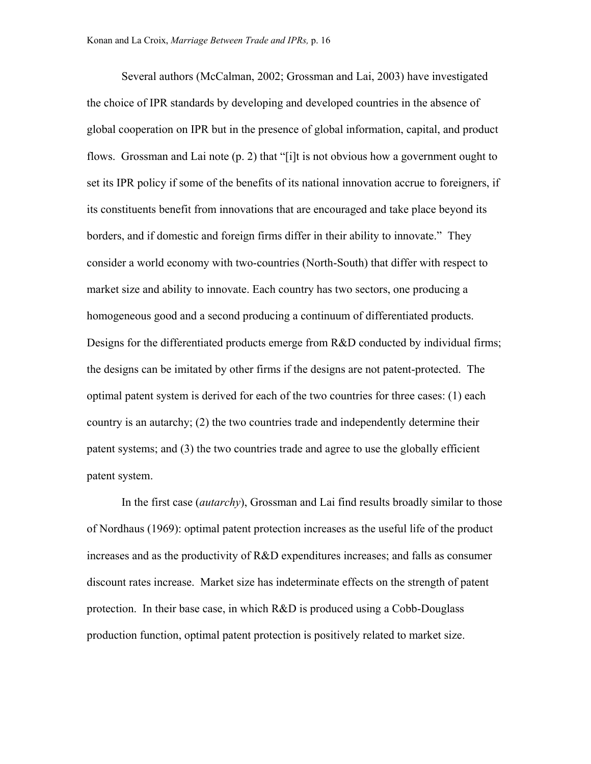Several authors (McCalman, 2002; Grossman and Lai, 2003) have investigated the choice of IPR standards by developing and developed countries in the absence of global cooperation on IPR but in the presence of global information, capital, and product flows. Grossman and Lai note (p. 2) that "[i]t is not obvious how a government ought to set its IPR policy if some of the benefits of its national innovation accrue to foreigners, if its constituents benefit from innovations that are encouraged and take place beyond its borders, and if domestic and foreign firms differ in their ability to innovate." They consider a world economy with two-countries (North-South) that differ with respect to market size and ability to innovate. Each country has two sectors, one producing a homogeneous good and a second producing a continuum of differentiated products. Designs for the differentiated products emerge from R&D conducted by individual firms; the designs can be imitated by other firms if the designs are not patent-protected. The optimal patent system is derived for each of the two countries for three cases: (1) each country is an autarchy; (2) the two countries trade and independently determine their patent systems; and (3) the two countries trade and agree to use the globally efficient patent system.

In the first case (*autarchy*), Grossman and Lai find results broadly similar to those of Nordhaus (1969): optimal patent protection increases as the useful life of the product increases and as the productivity of R&D expenditures increases; and falls as consumer discount rates increase. Market size has indeterminate effects on the strength of patent protection. In their base case, in which R&D is produced using a Cobb-Douglass production function, optimal patent protection is positively related to market size.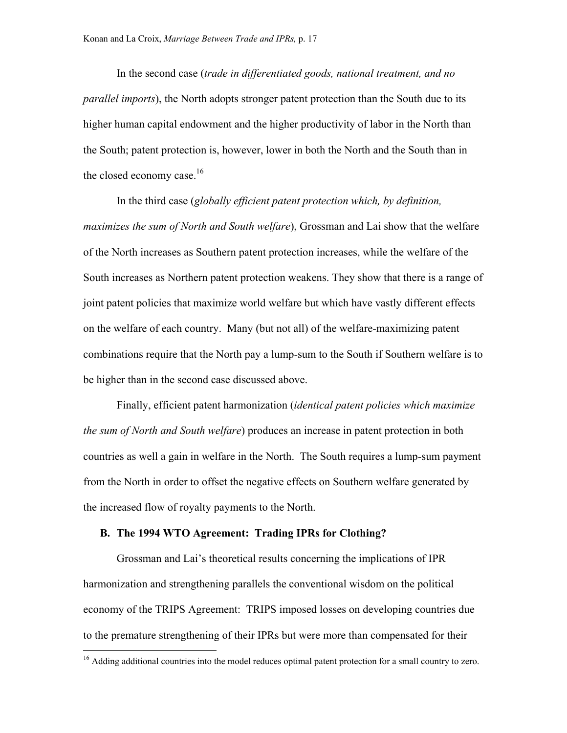In the second case (*trade in differentiated goods, national treatment, and no parallel imports*), the North adopts stronger patent protection than the South due to its higher human capital endowment and the higher productivity of labor in the North than the South; patent protection is, however, lower in both the North and the South than in the closed economy case.[16]

In the third case (*globally efficient patent protection which, by definition, maximizes the sum of North and South welfare*), Grossman and Lai show that the welfare of the North increases as Southern patent protection increases, while the welfare of the South increases as Northern patent protection weakens. They show that there is a range of joint patent policies that maximize world welfare but which have vastly different effects on the welfare of each country. Many (but not all) of the welfare-maximizing patent combinations require that the North pay a lump-sum to the South if Southern welfare is to be higher than in the second case discussed above.

Finally, efficient patent harmonization (*identical patent policies which maximize the sum of North and South welfare*) produces an increase in patent protection in both countries as well a gain in welfare in the North. The South requires a lump-sum payment from the North in order to offset the negative effects on Southern welfare generated by the increased flow of royalty payments to the North.

### B. The 1994 WTO Agreement: Trading IPRs for Clothing?

Grossman and Lai's theoretical results concerning the implications of IPR harmonization and strengthening parallels the conventional wisdom on the political economy of the TRIPS Agreement: TRIPS imposed losses on developing countries due to the premature strengthening of their IPRs but were more than compensated for their

[16] Adding additional countries into the model reduces optimal patent protection for a small country to zero.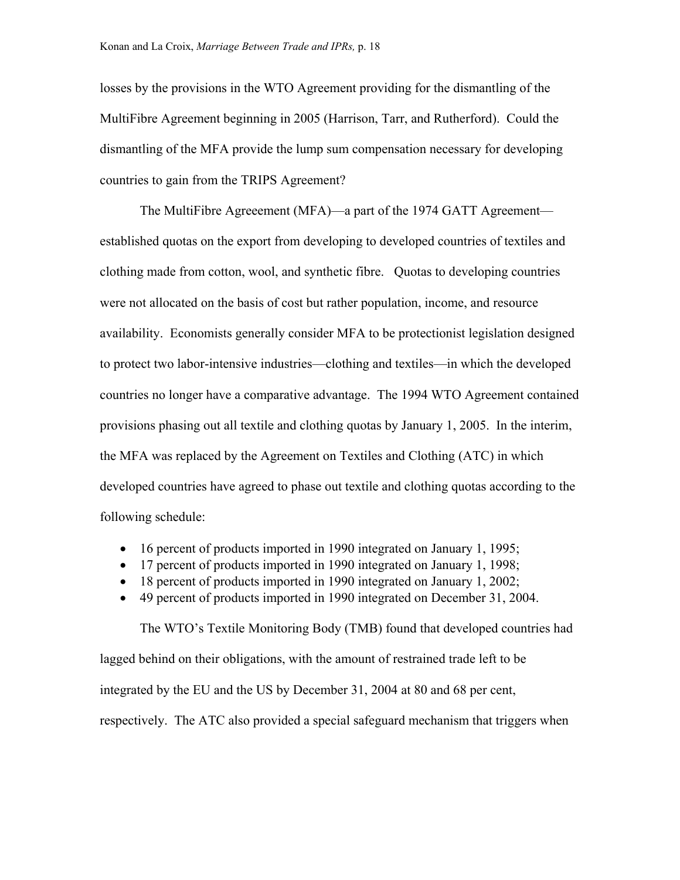losses by the provisions in the WTO Agreement providing for the dismantling of the MultiFibre Agreement beginning in 2005 (Harrison, Tarr, and Rutherford). Could the dismantling of the MFA provide the lump sum compensation necessary for developing countries to gain from the TRIPS Agreement?

The MultiFibre Agreeement (MFA)—a part of the 1974 GATT Agreement—established quotas on the export from developing to developed countries of textiles and clothing made from cotton, wool, and synthetic fibre. Quotas to developing countries were not allocated on the basis of cost but rather population, income, and resource availability. Economists generally consider MFA to be protectionist legislation designed to protect two labor-intensive industries—clothing and textiles—in which the developed countries no longer have a comparative advantage. The 1994 WTO Agreement contained provisions phasing out all textile and clothing quotas by January 1, 2005. In the interim, the MFA was replaced by the Agreement on Textiles and Clothing (ATC) in which developed countries have agreed to phase out textile and clothing quotas according to the following schedule:

- 16 percent of products imported in 1990 integrated on January 1, 1995;
- 17 percent of products imported in 1990 integrated on January 1, 1998;
- 18 percent of products imported in 1990 integrated on January 1, 2002;
- 49 percent of products imported in 1990 integrated on December 31, 2004.

The WTO's Textile Monitoring Body (TMB) found that developed countries had lagged behind on their obligations, with the amount of restrained trade left to be integrated by the EU and the US by December 31, 2004 at 80 and 68 per cent, respectively. The ATC also provided a special safeguard mechanism that triggers when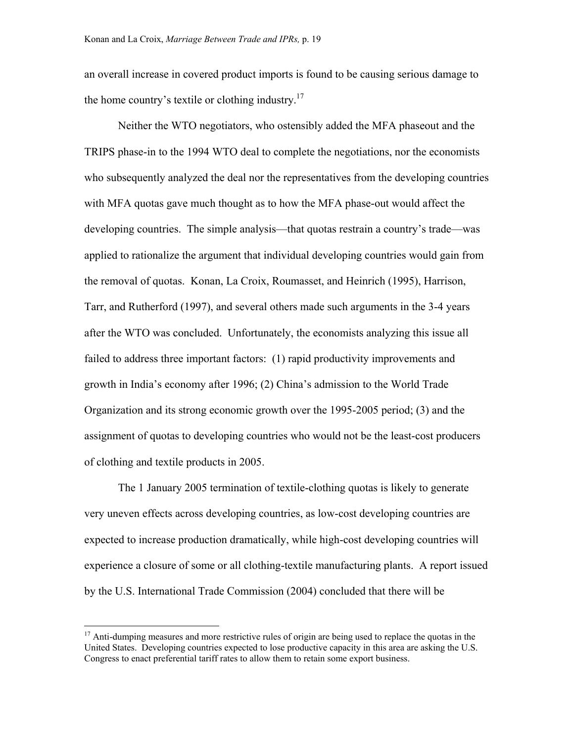an overall increase in covered product imports is found to be causing serious damage to the home country's textile or clothing industry.[17]

Neither the WTO negotiators, who ostensibly added the MFA phaseout and the TRIPS phase-in to the 1994 WTO deal to complete the negotiations, nor the economists who subsequently analyzed the deal nor the representatives from the developing countries with MFA quotas gave much thought as to how the MFA phase-out would affect the developing countries. The simple analysis—that quotas restrain a country's trade—was applied to rationalize the argument that individual developing countries would gain from the removal of quotas. Konan, La Croix, Roumasset, and Heinrich (1995), Harrison, Tarr, and Rutherford (1997), and several others made such arguments in the 3-4 years after the WTO was concluded. Unfortunately, the economists analyzing this issue all failed to address three important factors: (1) rapid productivity improvements and growth in India's economy after 1996; (2) China's admission to the World Trade Organization and its strong economic growth over the 1995-2005 period; (3) and the assignment of quotas to developing countries who would not be the least-cost producers of clothing and textile products in 2005.

The 1 January 2005 termination of textile-clothing quotas is likely to generate very uneven effects across developing countries, as low-cost developing countries are expected to increase production dramatically, while high-cost developing countries will experience a closure of some or all clothing-textile manufacturing plants. A report issued by the U.S. International Trade Commission (2004) concluded that there will be

---

[17] Anti-dumping measures and more restrictive rules of origin are being used to replace the quotas in the United States. Developing countries expected to lose productive capacity in this area are asking the U.S. Congress to enact preferential tariff rates to allow them to retain some export business.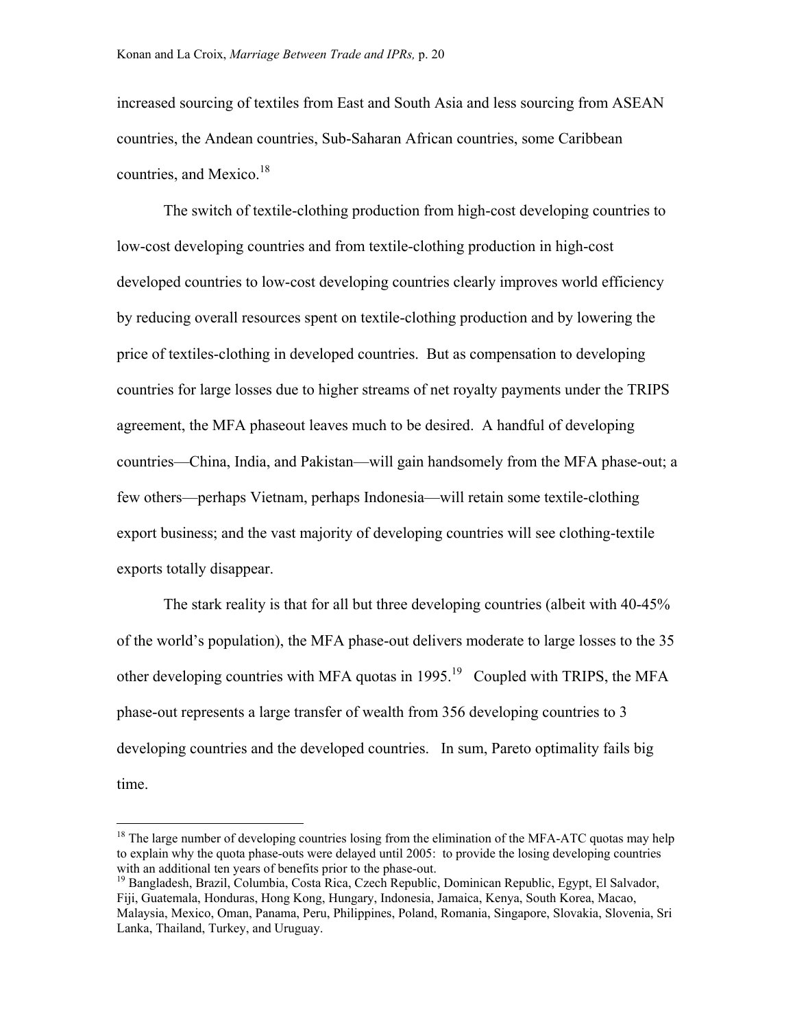increased sourcing of textiles from East and South Asia and less sourcing from ASEAN countries, the Andean countries, Sub-Saharan African countries, some Caribbean countries, and Mexico.[18]

The switch of textile-clothing production from high-cost developing countries to low-cost developing countries and from textile-clothing production in high-cost developed countries to low-cost developing countries clearly improves world efficiency by reducing overall resources spent on textile-clothing production and by lowering the price of textiles-clothing in developed countries. But as compensation to developing countries for large losses due to higher streams of net royalty payments under the TRIPS agreement, the MFA phaseout leaves much to be desired. A handful of developing countries—China, India, and Pakistan—will gain handsomely from the MFA phase-out; a few others—perhaps Vietnam, perhaps Indonesia—will retain some textile-clothing export business; and the vast majority of developing countries will see clothing-textile exports totally disappear.

The stark reality is that for all but three developing countries (albeit with 40-45% of the world's population), the MFA phase-out delivers moderate to large losses to the 35 other developing countries with MFA quotas in 1995.[19] Coupled with TRIPS, the MFA phase-out represents a large transfer of wealth from 356 developing countries to 3 developing countries and the developed countries. In sum, Pareto optimality fails big time.

---

[18] The large number of developing countries losing from the elimination of the MFA-ATC quotas may help to explain why the quota phase-outs were delayed until 2005: to provide the losing developing countries with an additional ten years of benefits prior to the phase-out.

[19] Bangladesh, Brazil, Columbia, Costa Rica, Czech Republic, Dominican Republic, Egypt, El Salvador, Fiji, Guatemala, Honduras, Hong Kong, Hungary, Indonesia, Jamaica, Kenya, South Korea, Macao, Malaysia, Mexico, Oman, Panama, Peru, Philippines, Poland, Romania, Singapore, Slovakia, Slovenia, Sri Lanka, Thailand, Turkey, and Uruguay.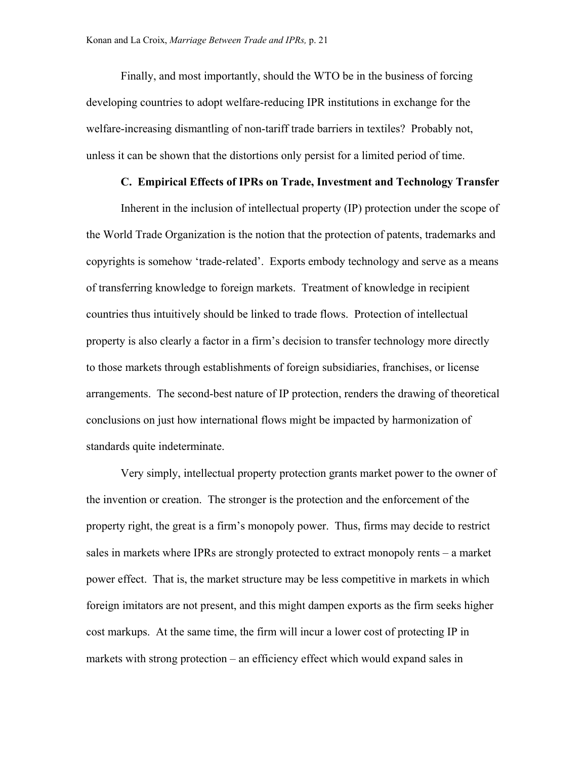Finally, and most importantly, should the WTO be in the business of forcing developing countries to adopt welfare-reducing IPR institutions in exchange for the welfare-increasing dismantling of non-tariff trade barriers in textiles? Probably not, unless it can be shown that the distortions only persist for a limited period of time.

### C. Empirical Effects of IPRs on Trade, Investment and Technology Transfer

Inherent in the inclusion of intellectual property (IP) protection under the scope of the World Trade Organization is the notion that the protection of patents, trademarks and copyrights is somehow 'trade-related'. Exports embody technology and serve as a means of transferring knowledge to foreign markets. Treatment of knowledge in recipient countries thus intuitively should be linked to trade flows. Protection of intellectual property is also clearly a factor in a firm's decision to transfer technology more directly to those markets through establishments of foreign subsidiaries, franchises, or license arrangements. The second-best nature of IP protection, renders the drawing of theoretical conclusions on just how international flows might be impacted by harmonization of standards quite indeterminate.

Very simply, intellectual property protection grants market power to the owner of the invention or creation. The stronger is the protection and the enforcement of the property right, the great is a firm's monopoly power. Thus, firms may decide to restrict sales in markets where IPRs are strongly protected to extract monopoly rents – a market power effect. That is, the market structure may be less competitive in markets in which foreign imitators are not present, and this might dampen exports as the firm seeks higher cost markups. At the same time, the firm will incur a lower cost of protecting IP in markets with strong protection – an efficiency effect which would expand sales in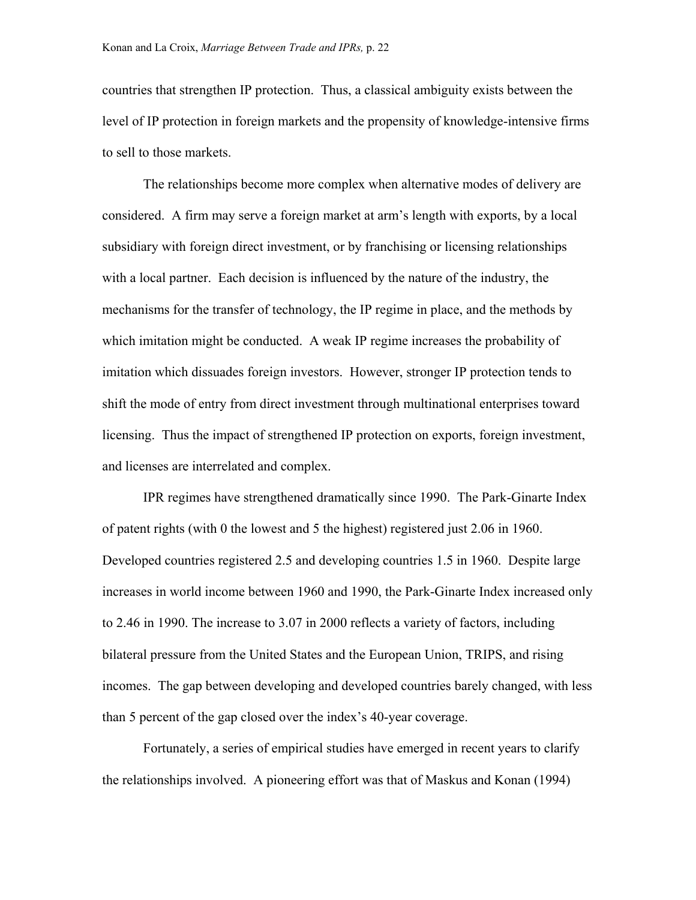countries that strengthen IP protection. Thus, a classical ambiguity exists between the level of IP protection in foreign markets and the propensity of knowledge-intensive firms to sell to those markets.

The relationships become more complex when alternative modes of delivery are considered. A firm may serve a foreign market at arm's length with exports, by a local subsidiary with foreign direct investment, or by franchising or licensing relationships with a local partner. Each decision is influenced by the nature of the industry, the mechanisms for the transfer of technology, the IP regime in place, and the methods by which imitation might be conducted. A weak IP regime increases the probability of imitation which dissuades foreign investors. However, stronger IP protection tends to shift the mode of entry from direct investment through multinational enterprises toward licensing. Thus the impact of strengthened IP protection on exports, foreign investment, and licenses are interrelated and complex.

IPR regimes have strengthened dramatically since 1990. The Park-Ginarte Index of patent rights (with 0 the lowest and 5 the highest) registered just 2.06 in 1960. Developed countries registered 2.5 and developing countries 1.5 in 1960. Despite large increases in world income between 1960 and 1990, the Park-Ginarte Index increased only to 2.46 in 1990. The increase to 3.07 in 2000 reflects a variety of factors, including bilateral pressure from the United States and the European Union, TRIPS, and rising incomes. The gap between developing and developed countries barely changed, with less than 5 percent of the gap closed over the index's 40-year coverage.

Fortunately, a series of empirical studies have emerged in recent years to clarify the relationships involved. A pioneering effort was that of Maskus and Konan (1994)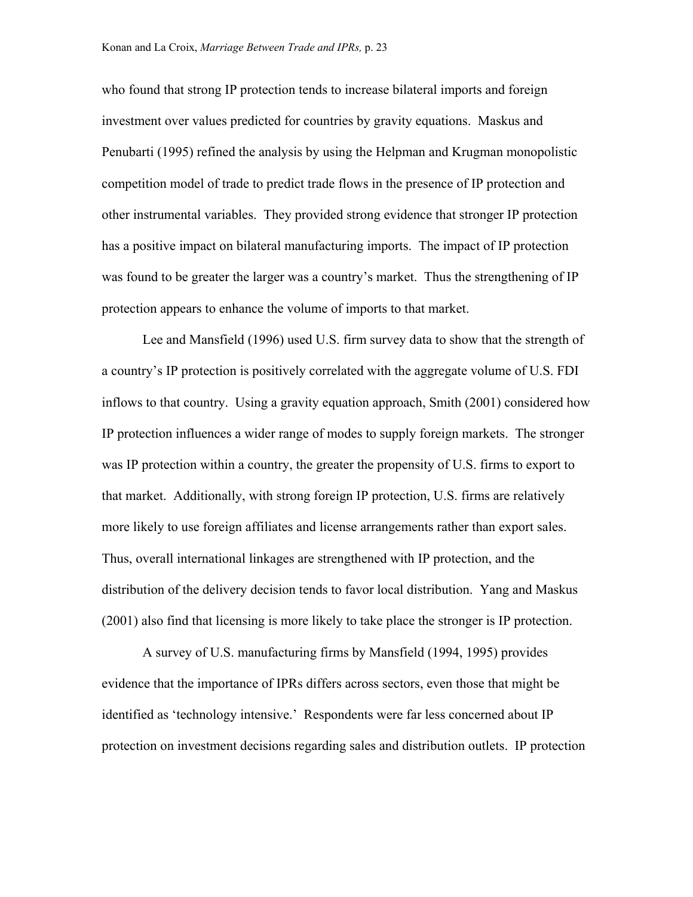who found that strong IP protection tends to increase bilateral imports and foreign investment over values predicted for countries by gravity equations. Maskus and Penubarti (1995) refined the analysis by using the Helpman and Krugman monopolistic competition model of trade to predict trade flows in the presence of IP protection and other instrumental variables. They provided strong evidence that stronger IP protection has a positive impact on bilateral manufacturing imports. The impact of IP protection was found to be greater the larger was a country's market. Thus the strengthening of IP protection appears to enhance the volume of imports to that market.

Lee and Mansfield (1996) used U.S. firm survey data to show that the strength of a country's IP protection is positively correlated with the aggregate volume of U.S. FDI inflows to that country. Using a gravity equation approach, Smith (2001) considered how IP protection influences a wider range of modes to supply foreign markets. The stronger was IP protection within a country, the greater the propensity of U.S. firms to export to that market. Additionally, with strong foreign IP protection, U.S. firms are relatively more likely to use foreign affiliates and license arrangements rather than export sales. Thus, overall international linkages are strengthened with IP protection, and the distribution of the delivery decision tends to favor local distribution. Yang and Maskus (2001) also find that licensing is more likely to take place the stronger is IP protection.

A survey of U.S. manufacturing firms by Mansfield (1994, 1995) provides evidence that the importance of IPRs differs across sectors, even those that might be identified as 'technology intensive.' Respondents were far less concerned about IP protection on investment decisions regarding sales and distribution outlets. IP protection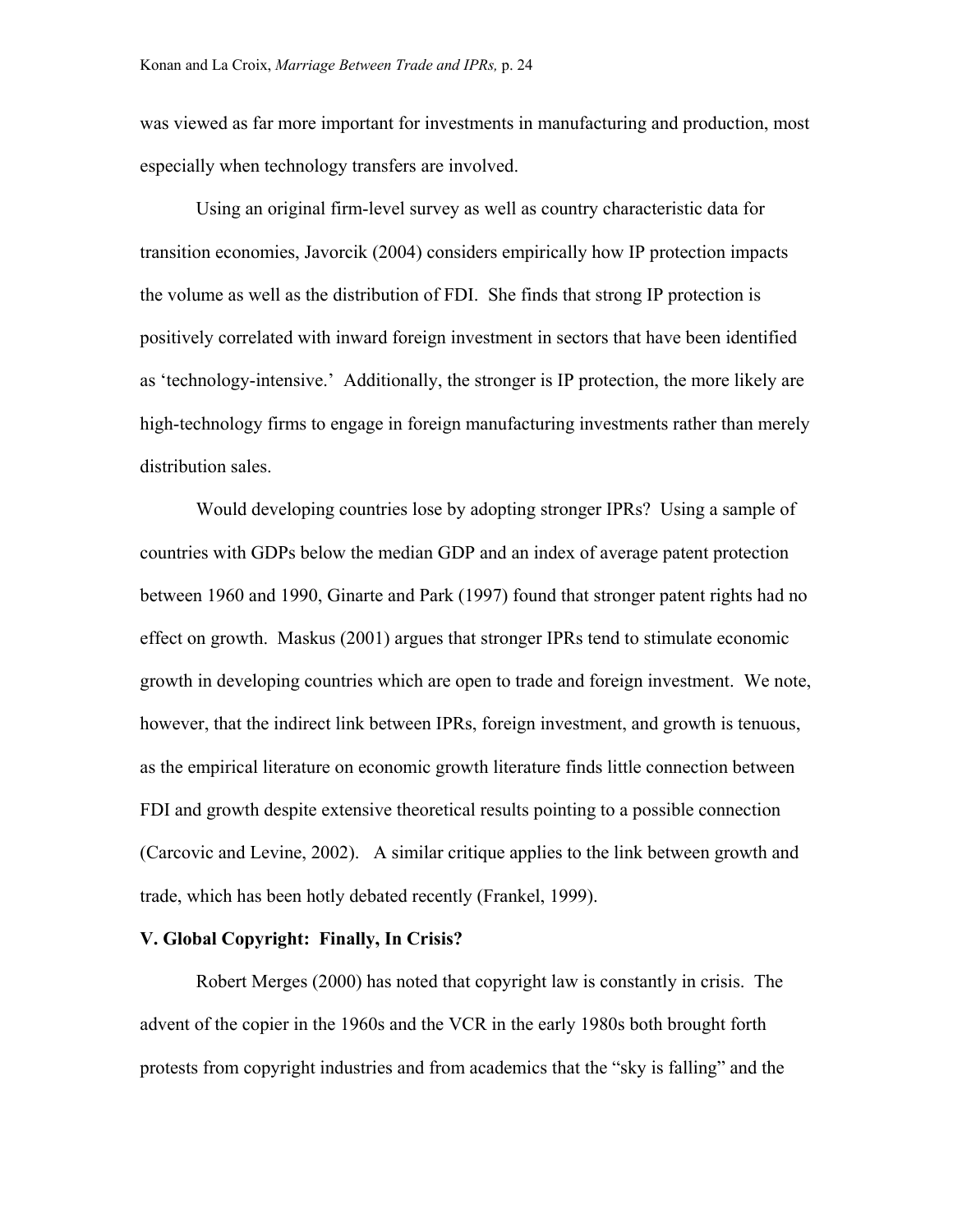was viewed as far more important for investments in manufacturing and production, most especially when technology transfers are involved.

Using an original firm-level survey as well as country characteristic data for transition economies, Javorcik (2004) considers empirically how IP protection impacts the volume as well as the distribution of FDI. She finds that strong IP protection is positively correlated with inward foreign investment in sectors that have been identified as 'technology-intensive.' Additionally, the stronger is IP protection, the more likely are high-technology firms to engage in foreign manufacturing investments rather than merely distribution sales.

Would developing countries lose by adopting stronger IPRs? Using a sample of countries with GDPs below the median GDP and an index of average patent protection between 1960 and 1990, Ginarte and Park (1997) found that stronger patent rights had no effect on growth. Maskus (2001) argues that stronger IPRs tend to stimulate economic growth in developing countries which are open to trade and foreign investment. We note, however, that the indirect link between IPRs, foreign investment, and growth is tenuous, as the empirical literature on economic growth literature finds little connection between FDI and growth despite extensive theoretical results pointing to a possible connection (Carcovic and Levine, 2002). A similar critique applies to the link between growth and trade, which has been hotly debated recently (Frankel, 1999).

## V. Global Copyright: Finally, In Crisis?

Robert Merges (2000) has noted that copyright law is constantly in crisis. The advent of the copier in the 1960s and the VCR in the early 1980s both brought forth protests from copyright industries and from academics that the "sky is falling" and the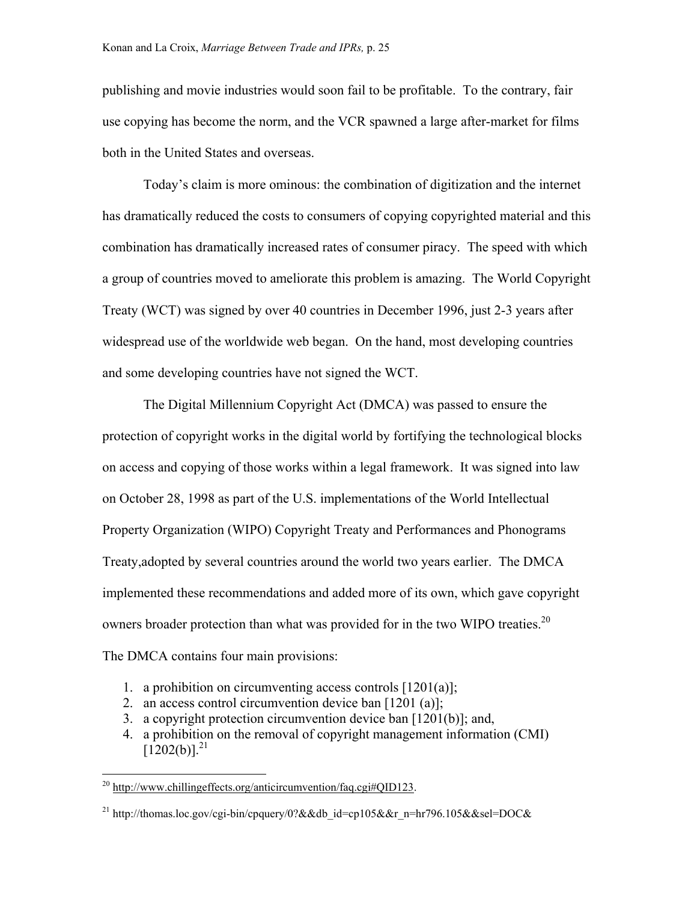publishing and movie industries would soon fail to be profitable. To the contrary, fair use copying has become the norm, and the VCR spawned a large after-market for films both in the United States and overseas.

Today's claim is more ominous: the combination of digitization and the internet has dramatically reduced the costs to consumers of copying copyrighted material and this combination has dramatically increased rates of consumer piracy. The speed with which a group of countries moved to ameliorate this problem is amazing. The World Copyright Treaty (WCT) was signed by over 40 countries in December 1996, just 2-3 years after widespread use of the worldwide web began. On the hand, most developing countries and some developing countries have not signed the WCT.

The Digital Millennium Copyright Act (DMCA) was passed to ensure the protection of copyright works in the digital world by fortifying the technological blocks on access and copying of those works within a legal framework. It was signed into law on October 28, 1998 as part of the U.S. implementations of the World Intellectual Property Organization (WIPO) Copyright Treaty and Performances and Phonograms Treaty,adopted by several countries around the world two years earlier. The DMCA implemented these recommendations and added more of its own, which gave copyright owners broader protection than what was provided for in the two WIPO treaties.[20] The DMCA contains four main provisions:

1. a prohibition on circumventing access controls [1201(a)];
2. an access control circumvention device ban [1201 (a)];
3. a copyright protection circumvention device ban [1201(b)]; and,
4. a prohibition on the removal of copyright management information (CMI) [1202(b)].[21]

---

[20] http://www.chillingeffects.org/anticircumvention/faq.cgi#QID123.

[21] http://thomas.loc.gov/cgi-bin/cpquery/0?&&db_id=cp105&&r_n=hr796.105&&sel=DOC&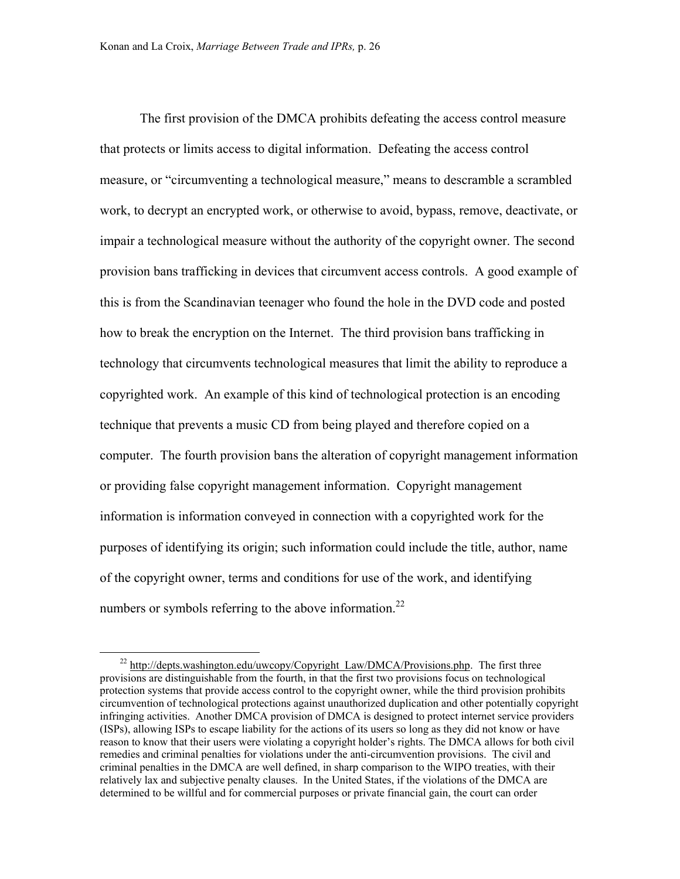The first provision of the DMCA prohibits defeating the access control measure that protects or limits access to digital information. Defeating the access control measure, or "circumventing a technological measure," means to descramble a scrambled work, to decrypt an encrypted work, or otherwise to avoid, bypass, remove, deactivate, or impair a technological measure without the authority of the copyright owner. The second provision bans trafficking in devices that circumvent access controls. A good example of this is from the Scandinavian teenager who found the hole in the DVD code and posted how to break the encryption on the Internet. The third provision bans trafficking in technology that circumvents technological measures that limit the ability to reproduce a copyrighted work. An example of this kind of technological protection is an encoding technique that prevents a music CD from being played and therefore copied on a computer. The fourth provision bans the alteration of copyright management information or providing false copyright management information. Copyright management information is information conveyed in connection with a copyrighted work for the purposes of identifying its origin; such information could include the title, author, name of the copyright owner, terms and conditions for use of the work, and identifying numbers or symbols referring to the above information.[22]

---

[22] http://depts.washington.edu/uwcopy/Copyright_Law/DMCA/Provisions.php. The first three provisions are distinguishable from the fourth, in that the first two provisions focus on technological protection systems that provide access control to the copyright owner, while the third provision prohibits circumvention of technological protections against unauthorized duplication and other potentially copyright infringing activities. Another DMCA provision of DMCA is designed to protect internet service providers (ISPs), allowing ISPs to escape liability for the actions of its users so long as they did not know or have reason to know that their users were violating a copyright holder's rights. The DMCA allows for both civil remedies and criminal penalties for violations under the anti-circumvention provisions. The civil and criminal penalties in the DMCA are well defined, in sharp comparison to the WIPO treaties, with their relatively lax and subjective penalty clauses. In the United States, if the violations of the DMCA are determined to be willful and for commercial purposes or private financial gain, the court can order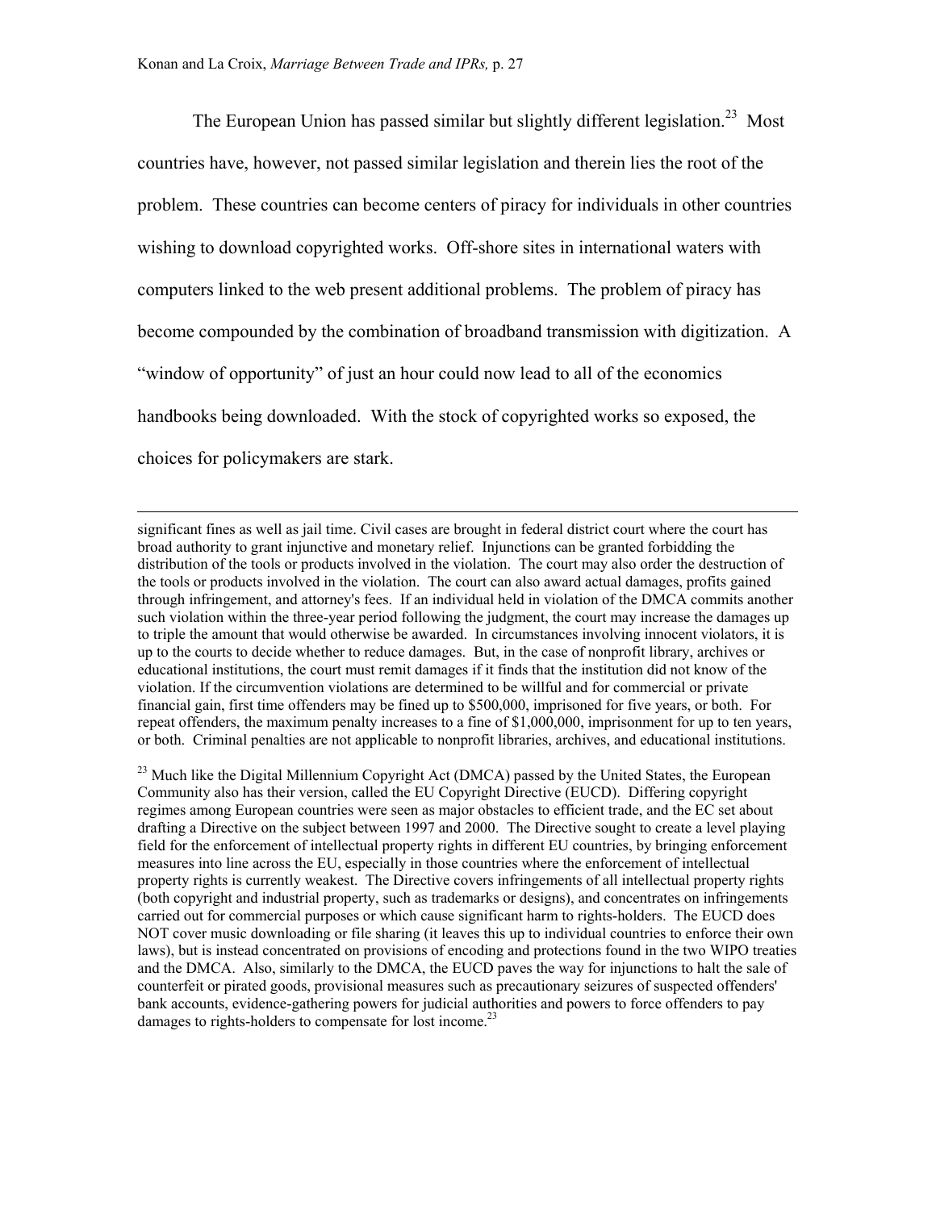The European Union has passed similar but slightly different legislation.[23] Most countries have, however, not passed similar legislation and therein lies the root of the problem. These countries can become centers of piracy for individuals in other countries wishing to download copyrighted works. Off-shore sites in international waters with computers linked to the web present additional problems. The problem of piracy has become compounded by the combination of broadband transmission with digitization. A "window of opportunity" of just an hour could now lead to all of the economics handbooks being downloaded. With the stock of copyrighted works so exposed, the choices for policymakers are stark.

---

significant fines as well as jail time. Civil cases are brought in federal district court where the court has broad authority to grant injunctive and monetary relief. Injunctions can be granted forbidding the distribution of the tools or products involved in the violation. The court may also order the destruction of the tools or products involved in the violation. The court can also award actual damages, profits gained through infringement, and attorney's fees. If an individual held in violation of the DMCA commits another such violation within the three-year period following the judgment, the court may increase the damages up to triple the amount that would otherwise be awarded. In circumstances involving innocent violators, it is up to the courts to decide whether to reduce damages. But, in the case of nonprofit library, archives or educational institutions, the court must remit damages if it finds that the institution did not know of the violation. If the circumvention violations are determined to be willful and for commercial or private financial gain, first time offenders may be fined up to $500,000, imprisoned for five years, or both. For repeat offenders, the maximum penalty increases to a fine of $1,000,000, imprisonment for up to ten years, or both. Criminal penalties are not applicable to nonprofit libraries, archives, and educational institutions.

[23] Much like the Digital Millennium Copyright Act (DMCA) passed by the United States, the European Community also has their version, called the EU Copyright Directive (EUCD). Differing copyright regimes among European countries were seen as major obstacles to efficient trade, and the EC set about drafting a Directive on the subject between 1997 and 2000. The Directive sought to create a level playing field for the enforcement of intellectual property rights in different EU countries, by bringing enforcement measures into line across the EU, especially in those countries where the enforcement of intellectual property rights is currently weakest. The Directive covers infringements of all intellectual property rights (both copyright and industrial property, such as trademarks or designs), and concentrates on infringements carried out for commercial purposes or which cause significant harm to rights-holders. The EUCD does NOT cover music downloading or file sharing (it leaves this up to individual countries to enforce their own laws), but is instead concentrated on provisions of encoding and protections found in the two WIPO treaties and the DMCA. Also, similarly to the DMCA, the EUCD paves the way for injunctions to halt the sale of counterfeit or pirated goods, provisional measures such as precautionary seizures of suspected offenders' bank accounts, evidence-gathering powers for judicial authorities and powers to force offenders to pay damages to rights-holders to compensate for lost income.[23]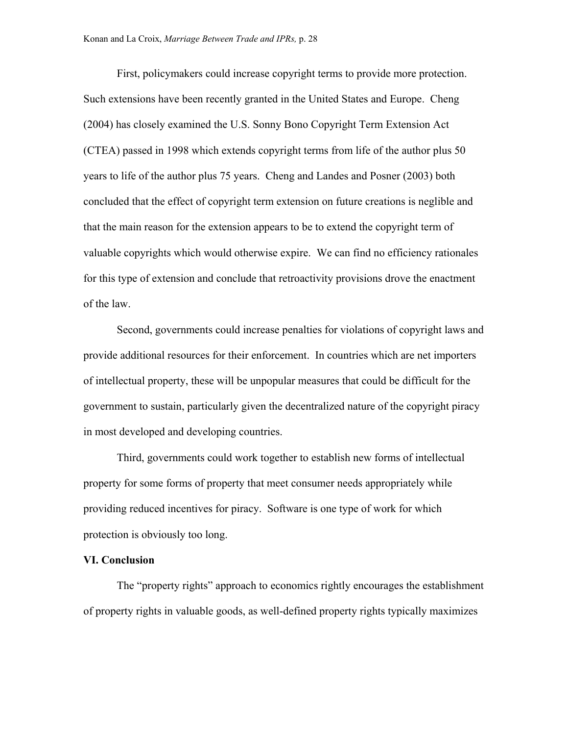First, policymakers could increase copyright terms to provide more protection. Such extensions have been recently granted in the United States and Europe. Cheng (2004) has closely examined the U.S. Sonny Bono Copyright Term Extension Act (CTEA) passed in 1998 which extends copyright terms from life of the author plus 50 years to life of the author plus 75 years. Cheng and Landes and Posner (2003) both concluded that the effect of copyright term extension on future creations is neglible and that the main reason for the extension appears to be to extend the copyright term of valuable copyrights which would otherwise expire. We can find no efficiency rationales for this type of extension and conclude that retroactivity provisions drove the enactment of the law.

Second, governments could increase penalties for violations of copyright laws and provide additional resources for their enforcement. In countries which are net importers of intellectual property, these will be unpopular measures that could be difficult for the government to sustain, particularly given the decentralized nature of the copyright piracy in most developed and developing countries.

Third, governments could work together to establish new forms of intellectual property for some forms of property that meet consumer needs appropriately while providing reduced incentives for piracy. Software is one type of work for which protection is obviously too long.

## VI. Conclusion

The "property rights" approach to economics rightly encourages the establishment of property rights in valuable goods, as well-defined property rights typically maximizes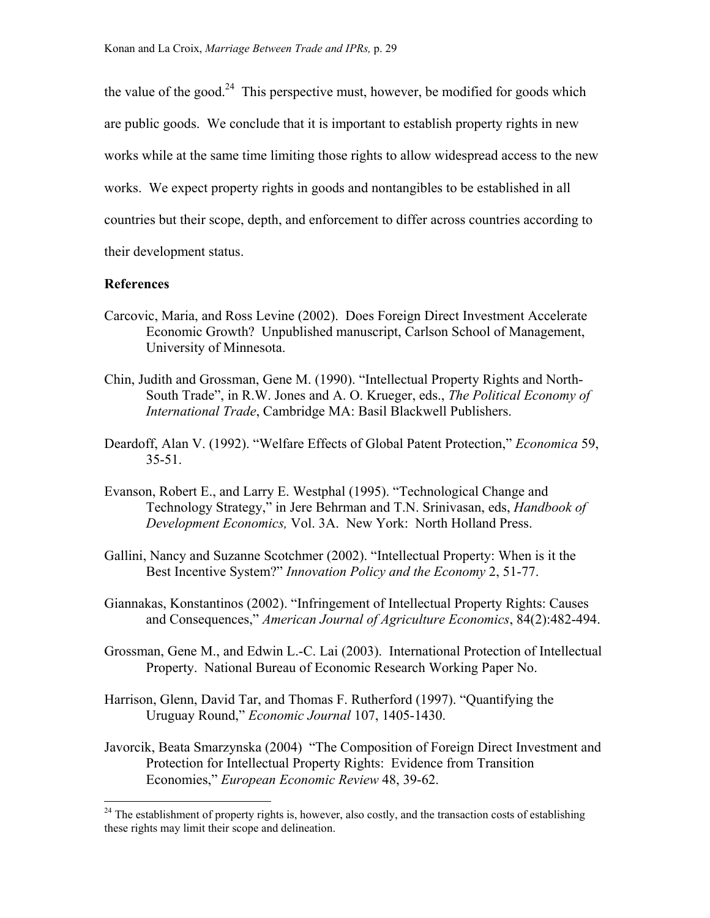the value of the good.[24] This perspective must, however, be modified for goods which are public goods. We conclude that it is important to establish property rights in new works while at the same time limiting those rights to allow widespread access to the new works. We expect property rights in goods and nontangibles to be established in all countries but their scope, depth, and enforcement to differ across countries according to their development status.

**References**

Carcovic, Maria, and Ross Levine (2002). Does Foreign Direct Investment Accelerate Economic Growth? Unpublished manuscript, Carlson School of Management, University of Minnesota.

Chin, Judith and Grossman, Gene M. (1990). "Intellectual Property Rights and North-South Trade", in R.W. Jones and A. O. Krueger, eds., *The Political Economy of International Trade*, Cambridge MA: Basil Blackwell Publishers.

Deardoff, Alan V. (1992). "Welfare Effects of Global Patent Protection," *Economica* 59, 35-51.

Evanson, Robert E., and Larry E. Westphal (1995). "Technological Change and Technology Strategy," in Jere Behrman and T.N. Srinivasan, eds, *Handbook of Development Economics,* Vol. 3A. New York: North Holland Press.

Gallini, Nancy and Suzanne Scotchmer (2002). "Intellectual Property: When is it the Best Incentive System?" *Innovation Policy and the Economy* 2, 51-77.

Giannakas, Konstantinos (2002). "Infringement of Intellectual Property Rights: Causes and Consequences," *American Journal of Agriculture Economics*, 84(2):482-494.

Grossman, Gene M., and Edwin L.-C. Lai (2003). International Protection of Intellectual Property. National Bureau of Economic Research Working Paper No.

Harrison, Glenn, David Tar, and Thomas F. Rutherford (1997). "Quantifying the Uruguay Round," *Economic Journal* 107, 1405-1430.

Javorcik, Beata Smarzynska (2004) "The Composition of Foreign Direct Investment and Protection for Intellectual Property Rights: Evidence from Transition Economies," *European Economic Review* 48, 39-62.

[24] The establishment of property rights is, however, also costly, and the transaction costs of establishing these rights may limit their scope and delineation.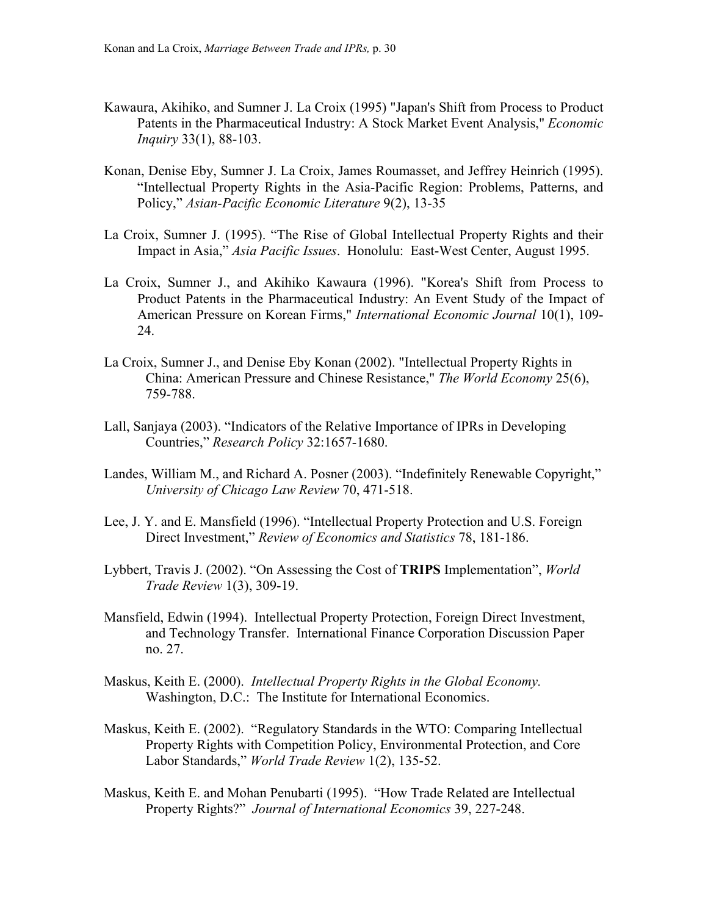Kawaura, Akihiko, and Sumner J. La Croix (1995) "Japan's Shift from Process to Product Patents in the Pharmaceutical Industry: A Stock Market Event Analysis," *Economic Inquiry* 33(1), 88-103.

Konan, Denise Eby, Sumner J. La Croix, James Roumasset, and Jeffrey Heinrich (1995). "Intellectual Property Rights in the Asia-Pacific Region: Problems, Patterns, and Policy," *Asian-Pacific Economic Literature* 9(2), 13-35

La Croix, Sumner J. (1995). "The Rise of Global Intellectual Property Rights and their Impact in Asia," *Asia Pacific Issues*. Honolulu: East-West Center, August 1995.

La Croix, Sumner J., and Akihiko Kawaura (1996). "Korea's Shift from Process to Product Patents in the Pharmaceutical Industry: An Event Study of the Impact of American Pressure on Korean Firms," *International Economic Journal* 10(1), 109-24.

La Croix, Sumner J., and Denise Eby Konan (2002). "Intellectual Property Rights in China: American Pressure and Chinese Resistance," *The World Economy* 25(6), 759-788.

Lall, Sanjaya (2003). "Indicators of the Relative Importance of IPRs in Developing Countries," *Research Policy* 32:1657-1680.

Landes, William M., and Richard A. Posner (2003). "Indefinitely Renewable Copyright," *University of Chicago Law Review* 70, 471-518.

Lee, J. Y. and E. Mansfield (1996). "Intellectual Property Protection and U.S. Foreign Direct Investment," *Review of Economics and Statistics* 78, 181-186.

Lybbert, Travis J. (2002). "On Assessing the Cost of **TRIPS** Implementation", *World Trade Review* 1(3), 309-19.

Mansfield, Edwin (1994). Intellectual Property Protection, Foreign Direct Investment, and Technology Transfer. International Finance Corporation Discussion Paper no. 27.

Maskus, Keith E. (2000). *Intellectual Property Rights in the Global Economy.* Washington, D.C.: The Institute for International Economics.

Maskus, Keith E. (2002). "Regulatory Standards in the WTO: Comparing Intellectual Property Rights with Competition Policy, Environmental Protection, and Core Labor Standards," *World Trade Review* 1(2), 135-52.

Maskus, Keith E. and Mohan Penubarti (1995). "How Trade Related are Intellectual Property Rights?" *Journal of International Economics* 39, 227-248.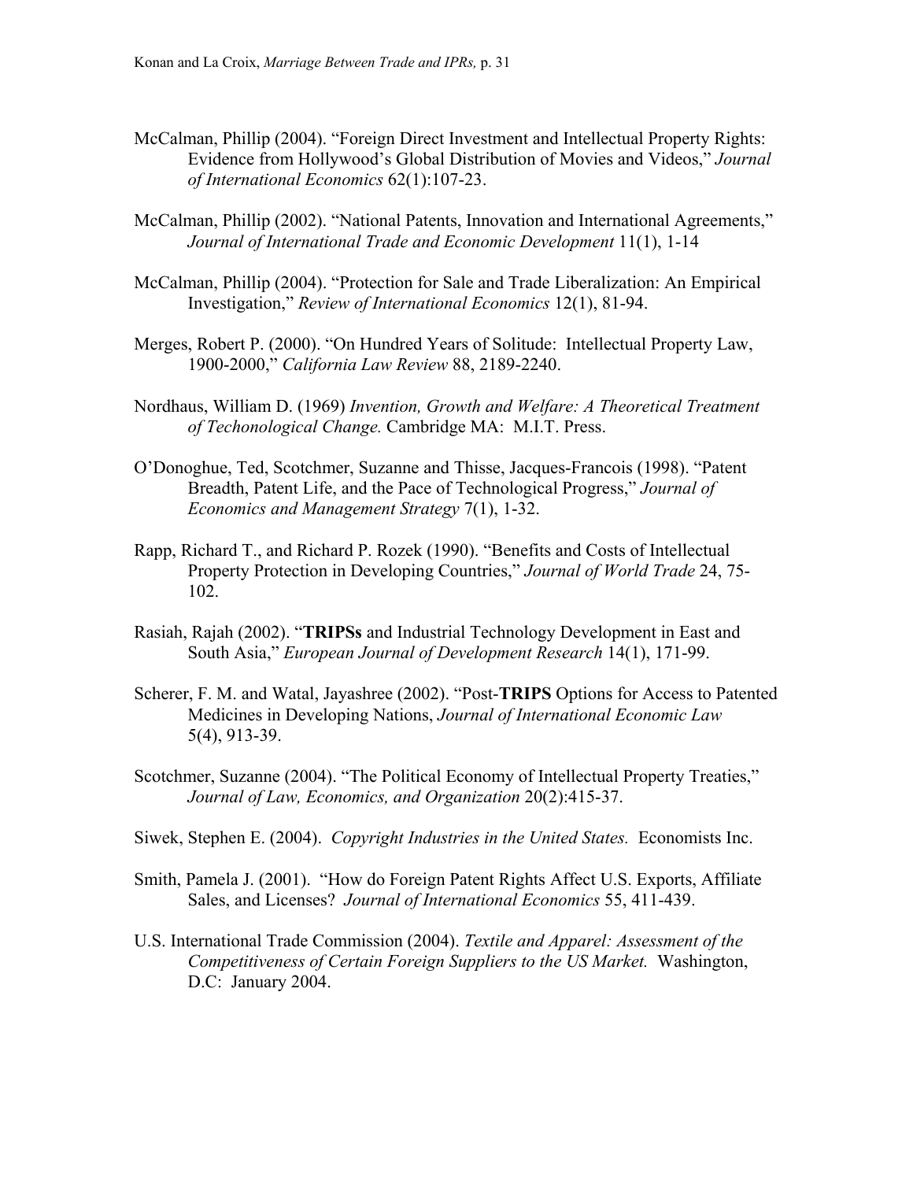McCalman, Phillip (2004). “Foreign Direct Investment and Intellectual Property Rights: Evidence from Hollywood’s Global Distribution of Movies and Videos,” *Journal of International Economics* 62(1):107-23.

McCalman, Phillip (2002). “National Patents, Innovation and International Agreements,” *Journal of International Trade and Economic Development* 11(1), 1-14

McCalman, Phillip (2004). “Protection for Sale and Trade Liberalization: An Empirical Investigation,” *Review of International Economics* 12(1), 81-94.

Merges, Robert P. (2000). “On Hundred Years of Solitude: Intellectual Property Law, 1900-2000,” *California Law Review* 88, 2189-2240.

Nordhaus, William D. (1969) *Invention, Growth and Welfare: A Theoretical Treatment of Techonological Change.* Cambridge MA: M.I.T. Press.

O’Donoghue, Ted, Scotchmer, Suzanne and Thisse, Jacques-Francois (1998). “Patent Breadth, Patent Life, and the Pace of Technological Progress,” *Journal of Economics and Management Strategy* 7(1), 1-32.

Rapp, Richard T., and Richard P. Rozek (1990). “Benefits and Costs of Intellectual Property Protection in Developing Countries,” *Journal of World Trade* 24, 75-102.

Rasiah, Rajah (2002). “**TRIPSs** and Industrial Technology Development in East and South Asia,” *European Journal of Development Research* 14(1), 171-99.

Scherer, F. M. and Watal, Jayashree (2002). “Post-**TRIPS** Options for Access to Patented Medicines in Developing Nations, *Journal of International Economic Law* 5(4), 913-39.

Scotchmer, Suzanne (2004). “The Political Economy of Intellectual Property Treaties,” *Journal of Law, Economics, and Organization* 20(2):415-37.

Siwek, Stephen E. (2004). *Copyright Industries in the United States.* Economists Inc.

Smith, Pamela J. (2001). “How do Foreign Patent Rights Affect U.S. Exports, Affiliate Sales, and Licenses? *Journal of International Economics* 55, 411-439.

U.S. International Trade Commission (2004). *Textile and Apparel: Assessment of the Competitiveness of Certain Foreign Suppliers to the US Market.* Washington, D.C: January 2004.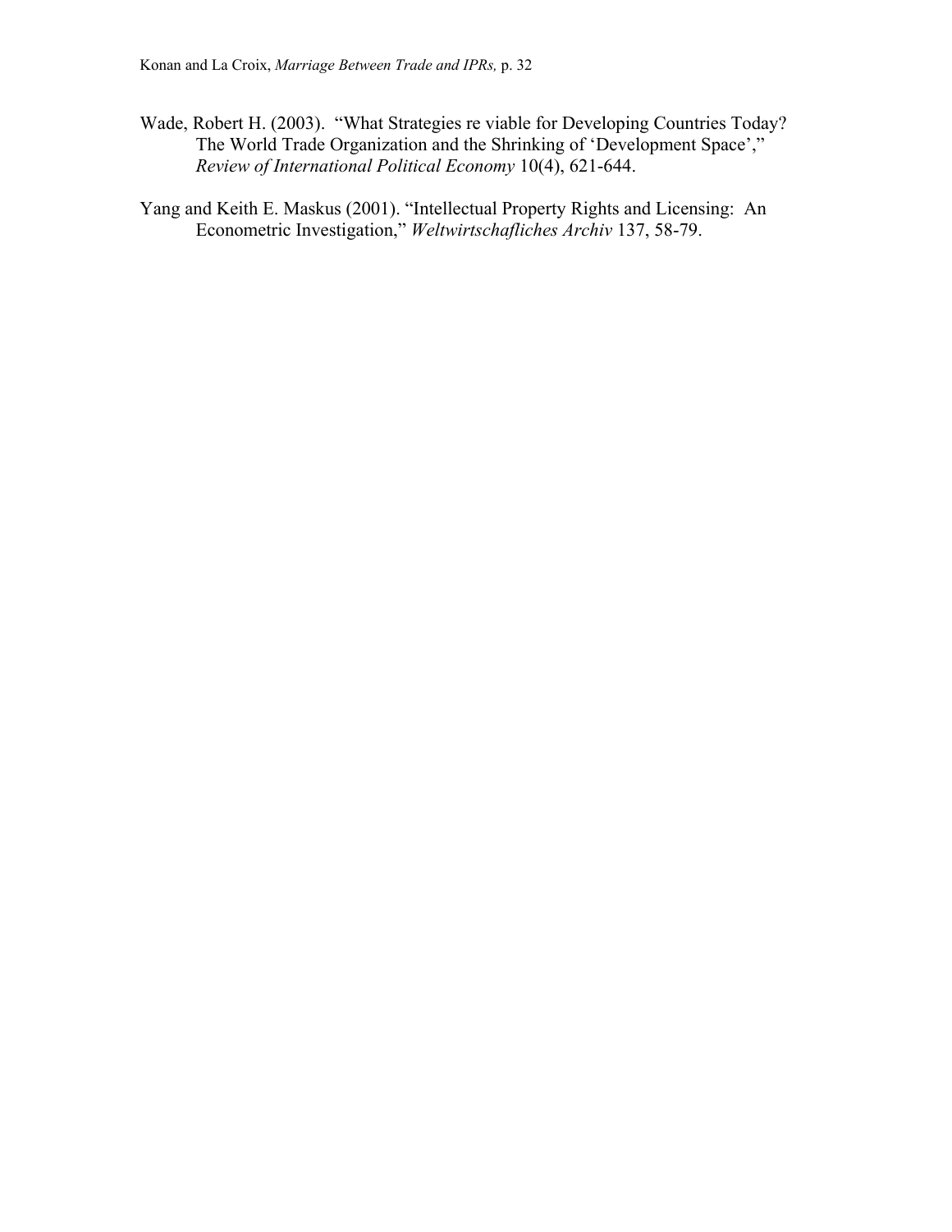Wade, Robert H. (2003). "What Strategies re viable for Developing Countries Today? The World Trade Organization and the Shrinking of 'Development Space'," *Review of International Political Economy* 10(4), 621-644.

Yang and Keith E. Maskus (2001). "Intellectual Property Rights and Licensing: An Econometric Investigation," *Weltwirtschafliches Archiv* 137, 58-79.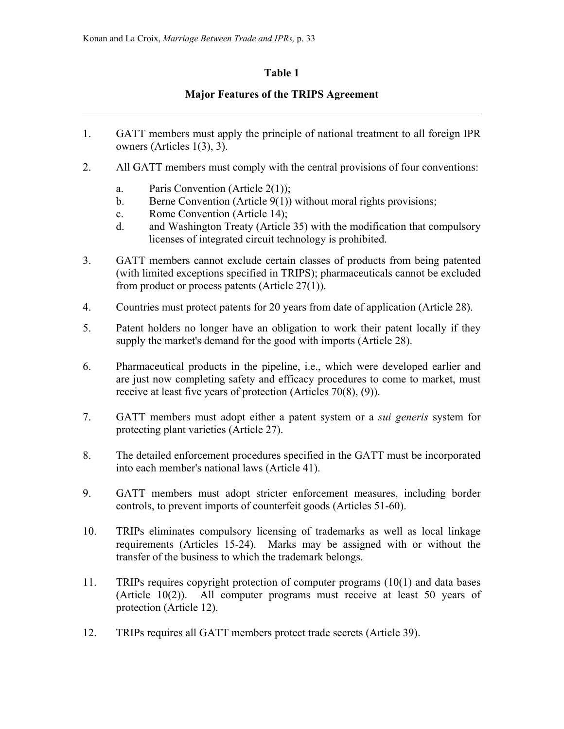## Table 1

### Major Features of the TRIPS Agreement

1. GATT members must apply the principle of national treatment to all foreign IPR owners (Articles 1(3), 3).

2. All GATT members must comply with the central provisions of four conventions:

   a. Paris Convention (Article 2(1));
   b. Berne Convention (Article 9(1)) without moral rights provisions;
   c. Rome Convention (Article 14);
   d. and Washington Treaty (Article 35) with the modification that compulsory licenses of integrated circuit technology is prohibited.

3. GATT members cannot exclude certain classes of products from being patented (with limited exceptions specified in TRIPS); pharmaceuticals cannot be excluded from product or process patents (Article 27(1)).

4. Countries must protect patents for 20 years from date of application (Article 28).

5. Patent holders no longer have an obligation to work their patent locally if they supply the market's demand for the good with imports (Article 28).

6. Pharmaceutical products in the pipeline, i.e., which were developed earlier and are just now completing safety and efficacy procedures to come to market, must receive at least five years of protection (Articles 70(8), (9)).

7. GATT members must adopt either a patent system or a *sui generis* system for protecting plant varieties (Article 27).

8. The detailed enforcement procedures specified in the GATT must be incorporated into each member's national laws (Article 41).

9. GATT members must adopt stricter enforcement measures, including border controls, to prevent imports of counterfeit goods (Articles 51-60).

10. TRIPs eliminates compulsory licensing of trademarks as well as local linkage requirements (Articles 15-24). Marks may be assigned with or without the transfer of the business to which the trademark belongs.

11. TRIPs requires copyright protection of computer programs (10(1) and data bases (Article 10(2)). All computer programs must receive at least 50 years of protection (Article 12).

12. TRIPs requires all GATT members protect trade secrets (Article 39).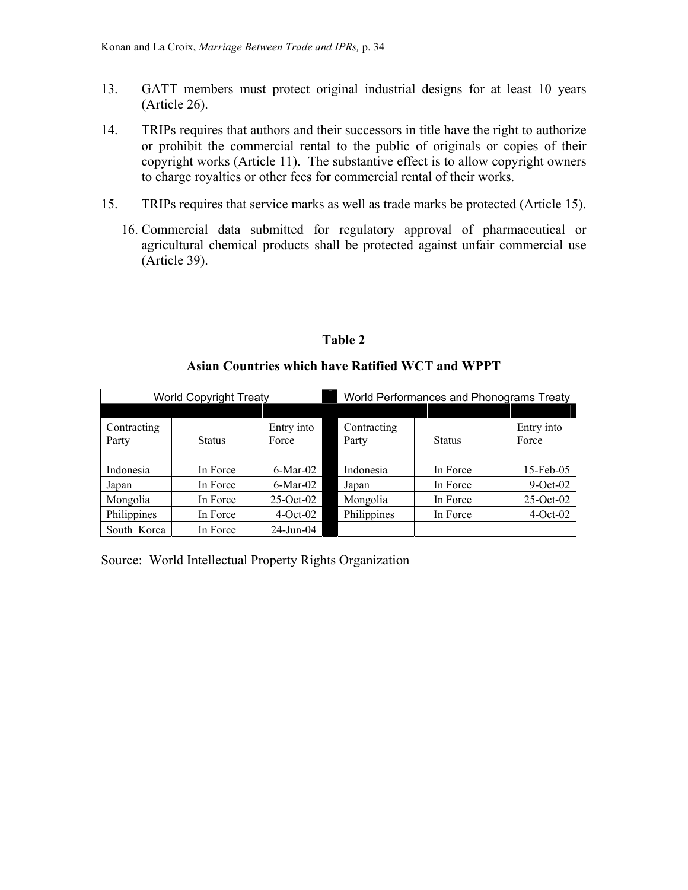13. GATT members must protect original industrial designs for at least 10 years (Article 26).

14. TRIPs requires that authors and their successors in title have the right to authorize or prohibit the commercial rental to the public of originals or copies of their copyright works (Article 11). The substantive effect is to allow copyright owners to charge royalties or other fees for commercial rental of their works.

15. TRIPs requires that service marks as well as trade marks be protected (Article 15).

16. Commercial data submitted for regulatory approval of pharmaceutical or agricultural chemical products shall be protected against unfair commercial use (Article 39).

---

**Table 2**

**Asian Countries which have Ratified WCT and WPPT**

| World Copyright Treaty | | | World Performances and Phonograms Treaty | | |
|---|---|---|---|---|---|
| Contracting Party | Status | Entry into Force | Contracting Party | Status | Entry into Force |
| Indonesia | In Force | 6-Mar-02 | Indonesia | In Force | 15-Feb-05 |
| Japan | In Force | 6-Mar-02 | Japan | In Force | 9-Oct-02 |
| Mongolia | In Force | 25-Oct-02 | Mongolia | In Force | 25-Oct-02 |
| Philippines | In Force | 4-Oct-02 | Philippines | In Force | 4-Oct-02 |
| South Korea | In Force | 24-Jun-04 | | | |

Source: World Intellectual Property Rights Organization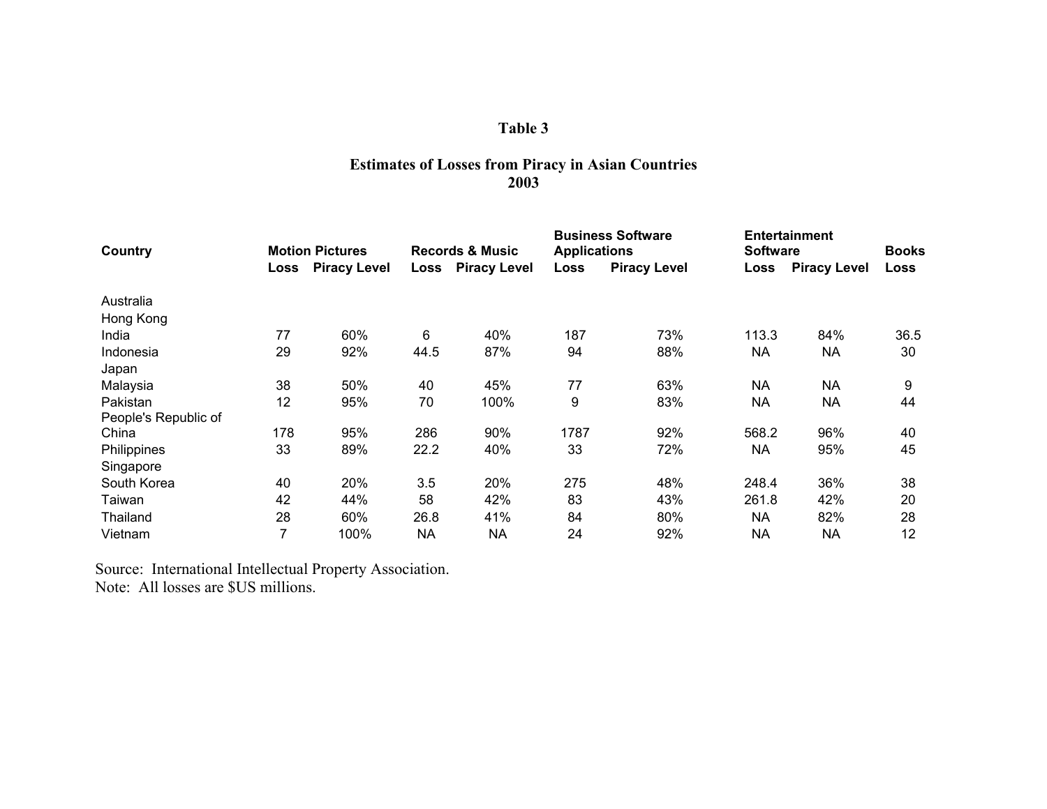**Table 3**

**Estimates of Losses from Piracy in Asian Countries 2003**

| Country | Motion Pictures | | Records & Music | | Business Software Applications | | Entertainment Software | | Books |
|---|---|---|---|---|---|---|---|---|---|
| | Loss | Piracy Level | Loss | Piracy Level | Loss | Piracy Level | Loss | Piracy Level | Loss |
| Australia | | | | | | | | | |
| Hong Kong | | | | | | | | | |
| India | 77 | 60% | 6 | 40% | 187 | 73% | 113.3 | 84% | 36.5 |
| Indonesia | 29 | 92% | 44.5 | 87% | 94 | 88% | NA | NA | 30 |
| Japan | | | | | | | | | |
| Malaysia | 38 | 50% | 40 | 45% | 77 | 63% | NA | NA | 9 |
| Pakistan | 12 | 95% | 70 | 100% | 9 | 83% | NA | NA | 44 |
| People's Republic of China | 178 | 95% | 286 | 90% | 1787 | 92% | 568.2 | 96% | 40 |
| Philippines | 33 | 89% | 22.2 | 40% | 33 | 72% | NA | 95% | 45 |
| Singapore | | | | | | | | | |
| South Korea | 40 | 20% | 3.5 | 20% | 275 | 48% | 248.4 | 36% | 38 |
| Taiwan | 42 | 44% | 58 | 42% | 83 | 43% | 261.8 | 42% | 20 |
| Thailand | 28 | 60% | 26.8 | 41% | 84 | 80% | NA | 82% | 28 |
| Vietnam | 7 | 100% | NA | NA | 24 | 92% | NA | NA | 12 |

Source: International Intellectual Property Association.
Note: All losses are $US millions.